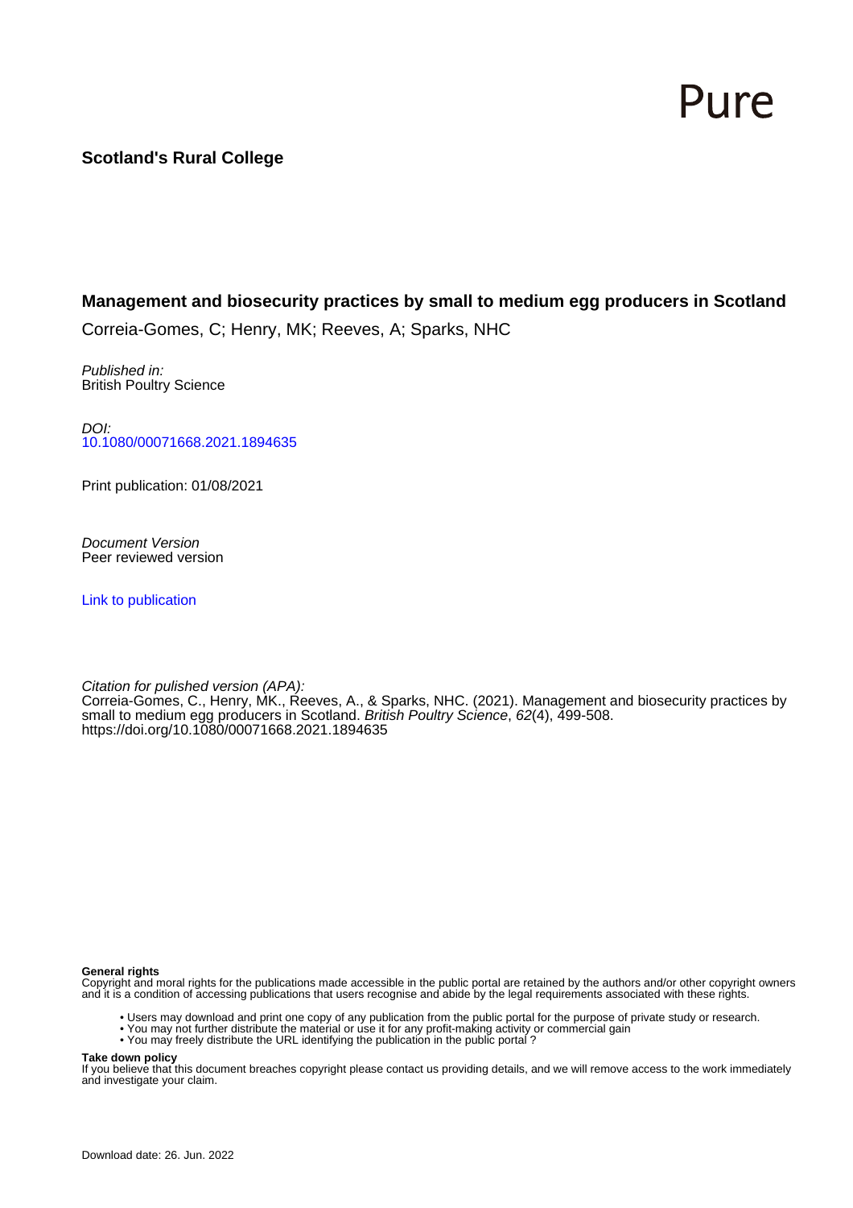Pure

**Scotland's Rural College**

# Management and biosecurity practices by small to medium egg producers in Scotland

Correia-Gomes, C; Henry, MK; Reeves, A; Sparks, NHC

*Published in:*
British Poultry Science

*DOI:*
10.1080/00071668.2021.1894635

Print publication: 01/08/2021

*Document Version*
Peer reviewed version

Link to publication

*Citation for pulished version (APA):*
Correia-Gomes, C., Henry, MK., Reeves, A., & Sparks, NHC. (2021). Management and biosecurity practices by small to medium egg producers in Scotland. *British Poultry Science*, *62*(4), 499-508. https://doi.org/10.1080/00071668.2021.1894635

**General rights**
Copyright and moral rights for the publications made accessible in the public portal are retained by the authors and/or other copyright owners and it is a condition of accessing publications that users recognise and abide by the legal requirements associated with these rights.

- Users may download and print one copy of any publication from the public portal for the purpose of private study or research.
- You may not further distribute the material or use it for any profit-making activity or commercial gain
- You may freely distribute the URL identifying the publication in the public portal ?

**Take down policy**
If you believe that this document breaches copyright please contact us providing details, and we will remove access to the work immediately and investigate your claim.

Download date: 26. Jun. 2022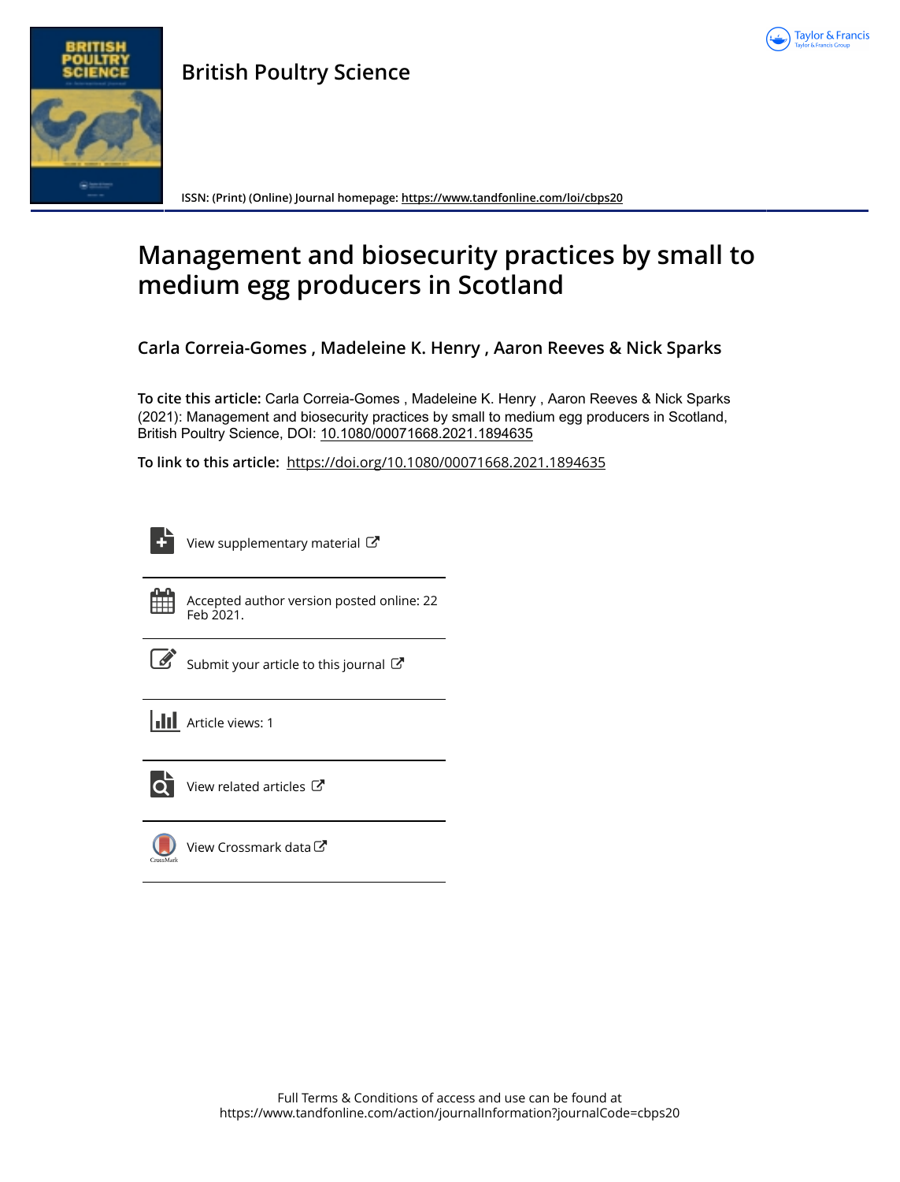British Poultry Science

ISSN: (Print) (Online) Journal homepage: https://www.tandfonline.com/loi/cbps20

# Management and biosecurity practices by small to medium egg producers in Scotland

**Carla Correia-Gomes , Madeleine K. Henry , Aaron Reeves & Nick Sparks**

**To cite this article:** Carla Correia-Gomes , Madeleine K. Henry , Aaron Reeves & Nick Sparks (2021): Management and biosecurity practices by small to medium egg producers in Scotland, British Poultry Science, DOI: 10.1080/00071668.2021.1894635

**To link to this article:** https://doi.org/10.1080/00071668.2021.1894635

View supplementary material

Accepted author version posted online: 22 Feb 2021.

Submit your article to this journal

Article views: 1

View related articles

View Crossmark data

Full Terms & Conditions of access and use can be found at https://www.tandfonline.com/action/journalInformation?journalCode=cbps20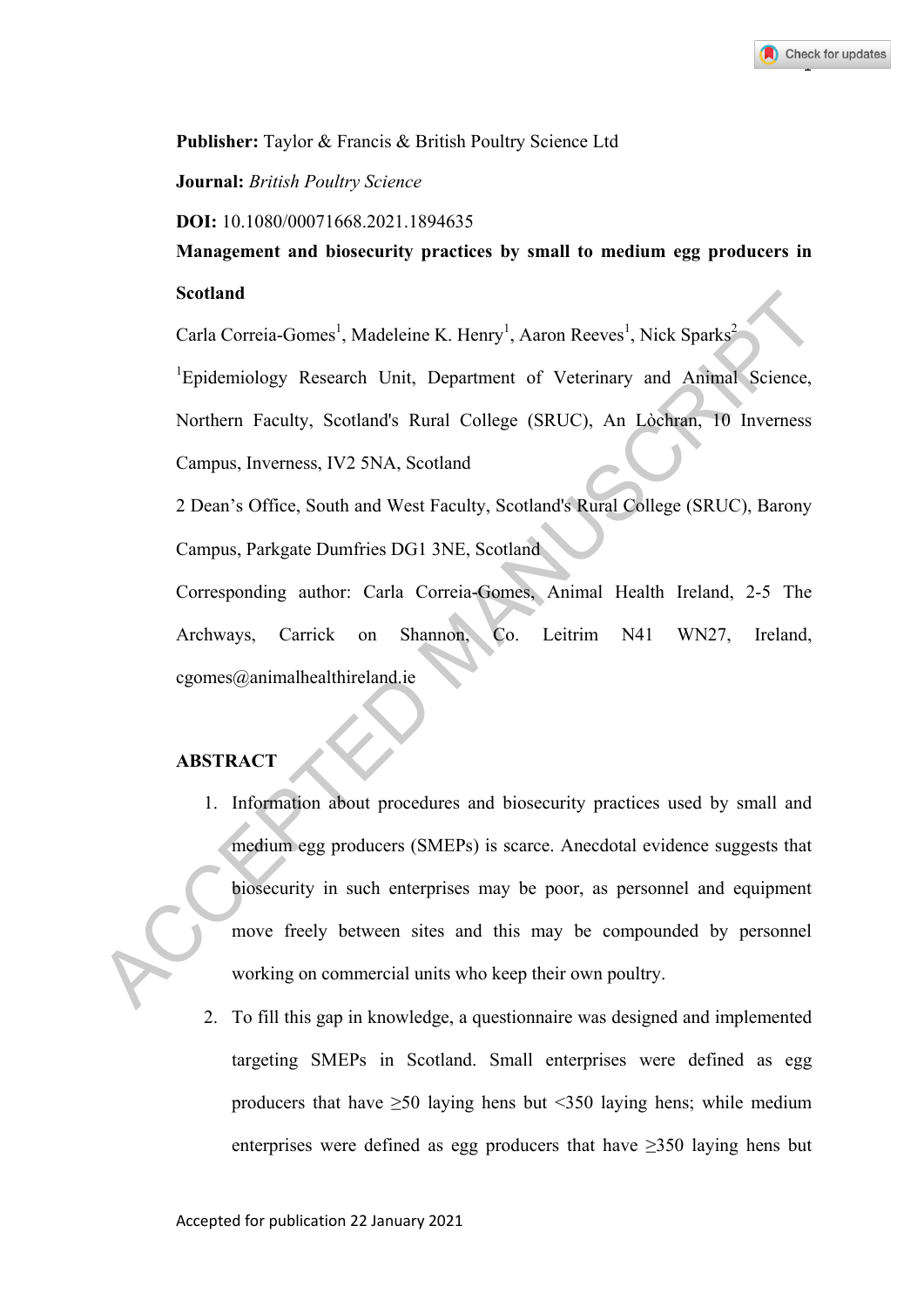**Publisher:** Taylor & Francis & British Poultry Science Ltd

**Journal:** *British Poultry Science*

**DOI:** 10.1080/00071668.2021.1894635

# Management and biosecurity practices by small to medium egg producers in Scotland

Carla Correia-Gomes[1], Madeleine K. Henry[1], Aaron Reeves[1], Nick Sparks[2]

[1]Epidemiology Research Unit, Department of Veterinary and Animal Science, Northern Faculty, Scotland's Rural College (SRUC), An Lòchran, 10 Inverness Campus, Inverness, IV2 5NA, Scotland

2 Dean's Office, South and West Faculty, Scotland's Rural College (SRUC), Barony Campus, Parkgate Dumfries DG1 3NE, Scotland

Corresponding author: Carla Correia-Gomes, Animal Health Ireland, 2-5 The Archways, Carrick on Shannon, Co. Leitrim N41 WN27, Ireland, cgomes@animalhealthireland.ie

## ABSTRACT

1. Information about procedures and biosecurity practices used by small and medium egg producers (SMEPs) is scarce. Anecdotal evidence suggests that biosecurity in such enterprises may be poor, as personnel and equipment move freely between sites and this may be compounded by personnel working on commercial units who keep their own poultry.
2. To fill this gap in knowledge, a questionnaire was designed and implemented targeting SMEPs in Scotland. Small enterprises were defined as egg producers that have ≥50 laying hens but <350 laying hens; while medium enterprises were defined as egg producers that have ≥350 laying hens but

Accepted for publication 22 January 2021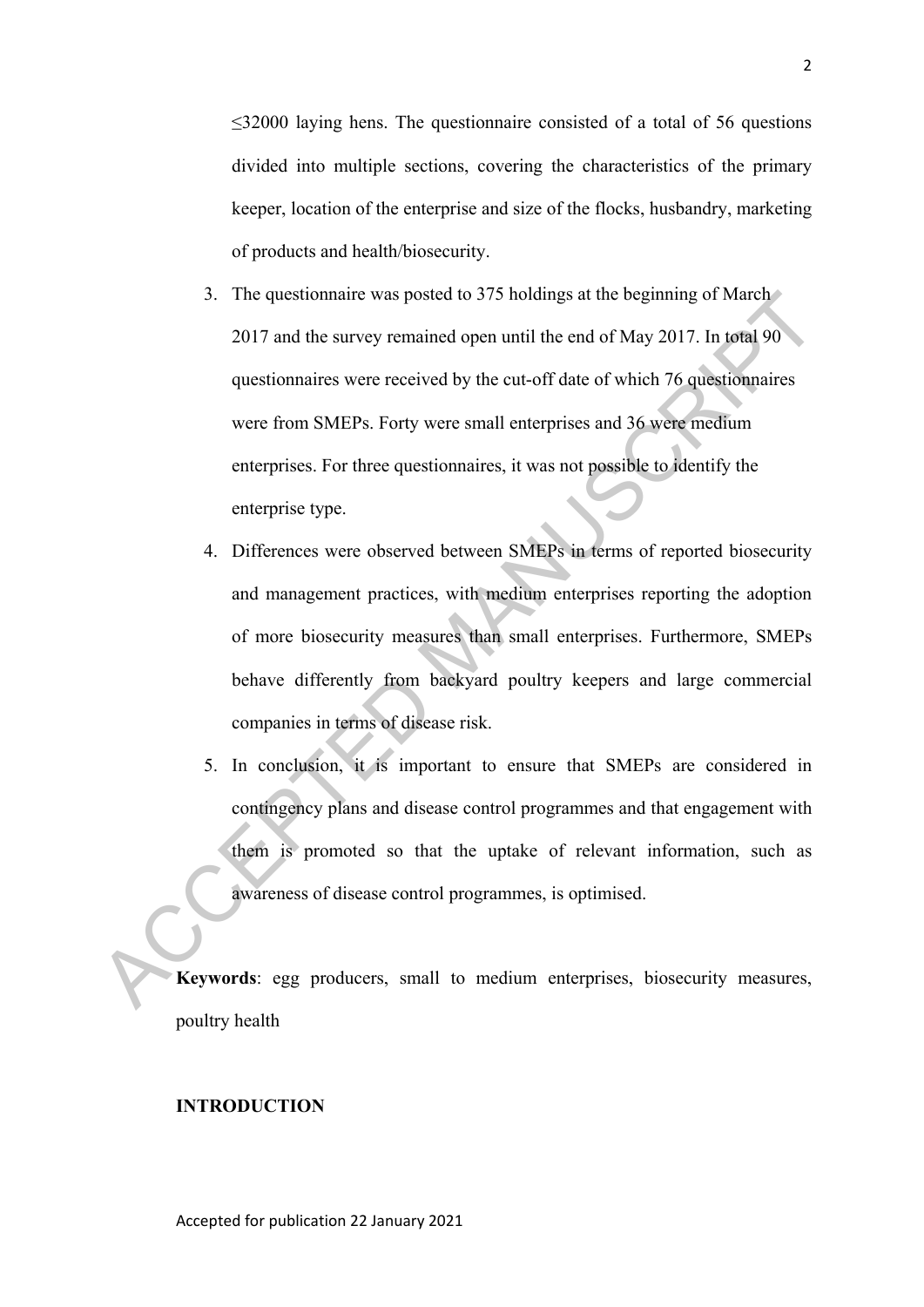≤32000 laying hens. The questionnaire consisted of a total of 56 questions divided into multiple sections, covering the characteristics of the primary keeper, location of the enterprise and size of the flocks, husbandry, marketing of products and health/biosecurity.

3. The questionnaire was posted to 375 holdings at the beginning of March 2017 and the survey remained open until the end of May 2017. In total 90 questionnaires were received by the cut-off date of which 76 questionnaires were from SMEPs. Forty were small enterprises and 36 were medium enterprises. For three questionnaires, it was not possible to identify the enterprise type.
4. Differences were observed between SMEPs in terms of reported biosecurity and management practices, with medium enterprises reporting the adoption of more biosecurity measures than small enterprises. Furthermore, SMEPs behave differently from backyard poultry keepers and large commercial companies in terms of disease risk.
5. In conclusion, it is important to ensure that SMEPs are considered in contingency plans and disease control programmes and that engagement with them is promoted so that the uptake of relevant information, such as awareness of disease control programmes, is optimised.

**Keywords**: egg producers, small to medium enterprises, biosecurity measures, poultry health

## INTRODUCTION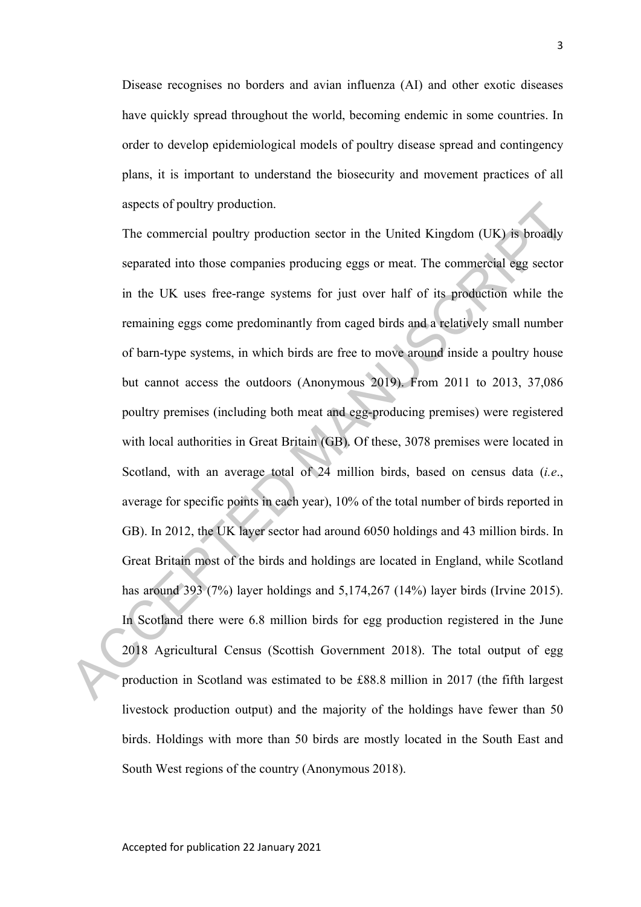Disease recognises no borders and avian influenza (AI) and other exotic diseases have quickly spread throughout the world, becoming endemic in some countries. In order to develop epidemiological models of poultry disease spread and contingency plans, it is important to understand the biosecurity and movement practices of all aspects of poultry production.

The commercial poultry production sector in the United Kingdom (UK) is broadly separated into those companies producing eggs or meat. The commercial egg sector in the UK uses free-range systems for just over half of its production while the remaining eggs come predominantly from caged birds and a relatively small number of barn-type systems, in which birds are free to move around inside a poultry house but cannot access the outdoors (Anonymous 2019). From 2011 to 2013, 37,086 poultry premises (including both meat and egg-producing premises) were registered with local authorities in Great Britain (GB). Of these, 3078 premises were located in Scotland, with an average total of 24 million birds, based on census data (*i.e*., average for specific points in each year), 10% of the total number of birds reported in GB). In 2012, the UK layer sector had around 6050 holdings and 43 million birds. In Great Britain most of the birds and holdings are located in England, while Scotland has around 393 (7%) layer holdings and 5,174,267 (14%) layer birds (Irvine 2015). In Scotland there were 6.8 million birds for egg production registered in the June 2018 Agricultural Census (Scottish Government 2018). The total output of egg production in Scotland was estimated to be £88.8 million in 2017 (the fifth largest livestock production output) and the majority of the holdings have fewer than 50 birds. Holdings with more than 50 birds are mostly located in the South East and South West regions of the country (Anonymous 2018).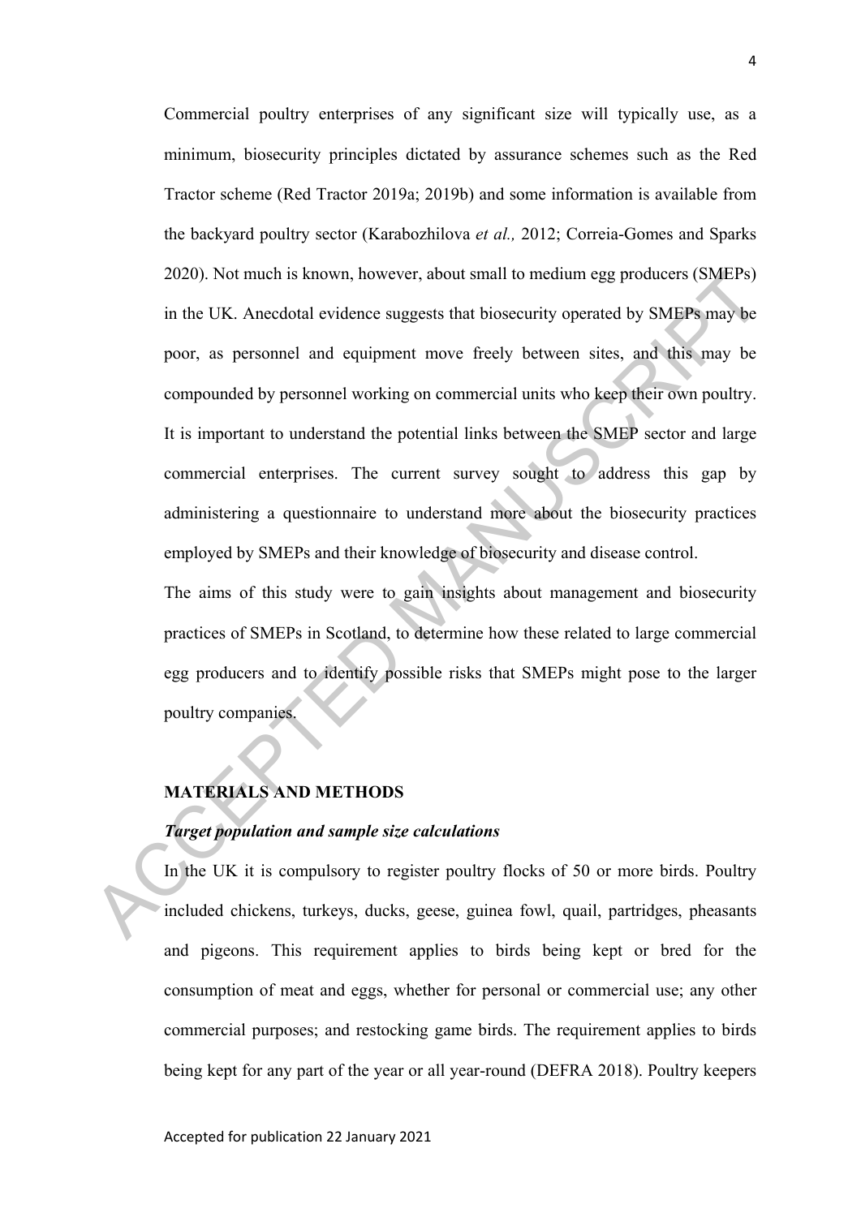Commercial poultry enterprises of any significant size will typically use, as a minimum, biosecurity principles dictated by assurance schemes such as the Red Tractor scheme (Red Tractor 2019a; 2019b) and some information is available from the backyard poultry sector (Karabozhilova *et al.,* 2012; Correia-Gomes and Sparks 2020). Not much is known, however, about small to medium egg producers (SMEPs) in the UK. Anecdotal evidence suggests that biosecurity operated by SMEPs may be poor, as personnel and equipment move freely between sites, and this may be compounded by personnel working on commercial units who keep their own poultry. It is important to understand the potential links between the SMEP sector and large commercial enterprises. The current survey sought to address this gap by administering a questionnaire to understand more about the biosecurity practices employed by SMEPs and their knowledge of biosecurity and disease control.

The aims of this study were to gain insights about management and biosecurity practices of SMEPs in Scotland, to determine how these related to large commercial egg producers and to identify possible risks that SMEPs might pose to the larger poultry companies.

## MATERIALS AND METHODS

### *Target population and sample size calculations*

In the UK it is compulsory to register poultry flocks of 50 or more birds. Poultry included chickens, turkeys, ducks, geese, guinea fowl, quail, partridges, pheasants and pigeons. This requirement applies to birds being kept or bred for the consumption of meat and eggs, whether for personal or commercial use; any other commercial purposes; and restocking game birds. The requirement applies to birds being kept for any part of the year or all year-round (DEFRA 2018). Poultry keepers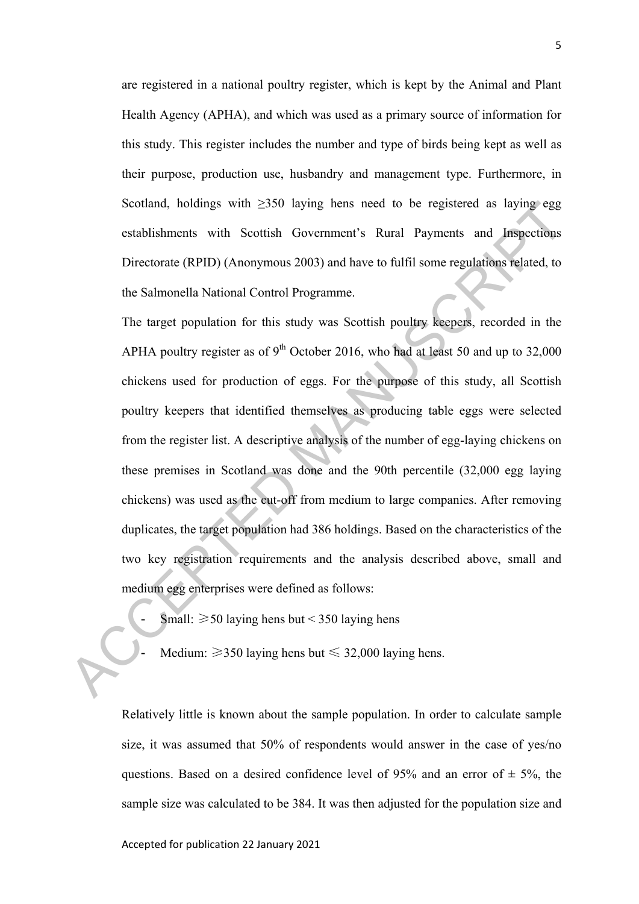are registered in a national poultry register, which is kept by the Animal and Plant Health Agency (APHA), and which was used as a primary source of information for this study. This register includes the number and type of birds being kept as well as their purpose, production use, husbandry and management type. Furthermore, in Scotland, holdings with ≥350 laying hens need to be registered as laying egg establishments with Scottish Government's Rural Payments and Inspections Directorate (RPID) (Anonymous 2003) and have to fulfil some regulations related, to the Salmonella National Control Programme.

The target population for this study was Scottish poultry keepers, recorded in the APHA poultry register as of 9[th] October 2016, who had at least 50 and up to 32,000 chickens used for production of eggs. For the purpose of this study, all Scottish poultry keepers that identified themselves as producing table eggs were selected from the register list. A descriptive analysis of the number of egg-laying chickens on these premises in Scotland was done and the 90th percentile (32,000 egg laying chickens) was used as the cut-off from medium to large companies. After removing duplicates, the target population had 386 holdings. Based on the characteristics of the two key registration requirements and the analysis described above, small and medium egg enterprises were defined as follows:

- Small: ≥50 laying hens but < 350 laying hens
- Medium: ≥350 laying hens but ≤ 32,000 laying hens.

Relatively little is known about the sample population. In order to calculate sample size, it was assumed that 50% of respondents would answer in the case of yes/no questions. Based on a desired confidence level of 95% and an error of ± 5%, the sample size was calculated to be 384. It was then adjusted for the population size and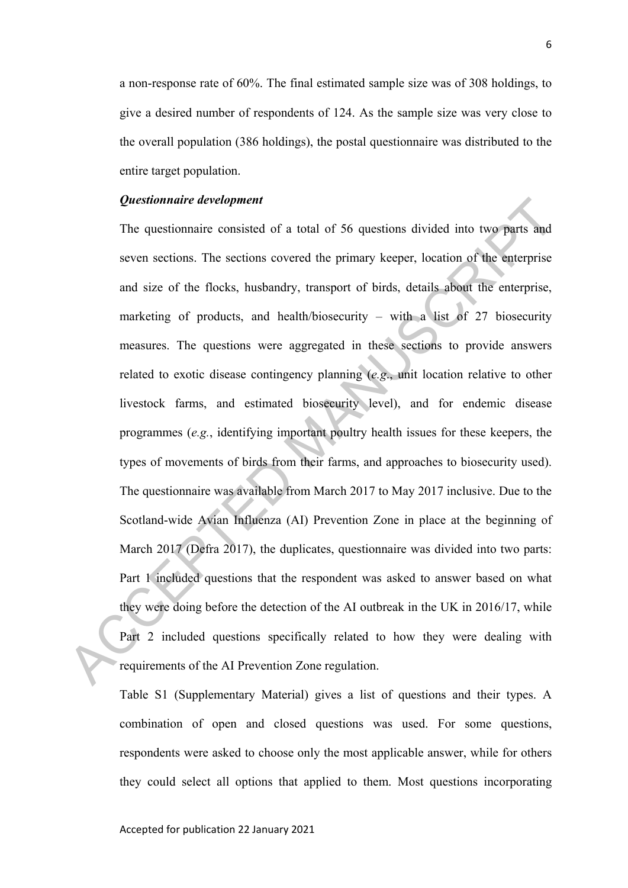a non-response rate of 60%. The final estimated sample size was of 308 holdings, to give a desired number of respondents of 124. As the sample size was very close to the overall population (386 holdings), the postal questionnaire was distributed to the entire target population.

***Questionnaire development***

The questionnaire consisted of a total of 56 questions divided into two parts and seven sections. The sections covered the primary keeper, location of the enterprise and size of the flocks, husbandry, transport of birds, details about the enterprise, marketing of products, and health/biosecurity – with a list of 27 biosecurity measures. The questions were aggregated in these sections to provide answers related to exotic disease contingency planning (*e.g.*, unit location relative to other livestock farms, and estimated biosecurity level), and for endemic disease programmes (*e.g.*, identifying important poultry health issues for these keepers, the types of movements of birds from their farms, and approaches to biosecurity used). The questionnaire was available from March 2017 to May 2017 inclusive. Due to the Scotland-wide Avian Influenza (AI) Prevention Zone in place at the beginning of March 2017 (Defra 2017), the duplicates, questionnaire was divided into two parts: Part 1 included questions that the respondent was asked to answer based on what they were doing before the detection of the AI outbreak in the UK in 2016/17, while Part 2 included questions specifically related to how they were dealing with requirements of the AI Prevention Zone regulation.

Table S1 (Supplementary Material) gives a list of questions and their types. A combination of open and closed questions was used. For some questions, respondents were asked to choose only the most applicable answer, while for others they could select all options that applied to them. Most questions incorporating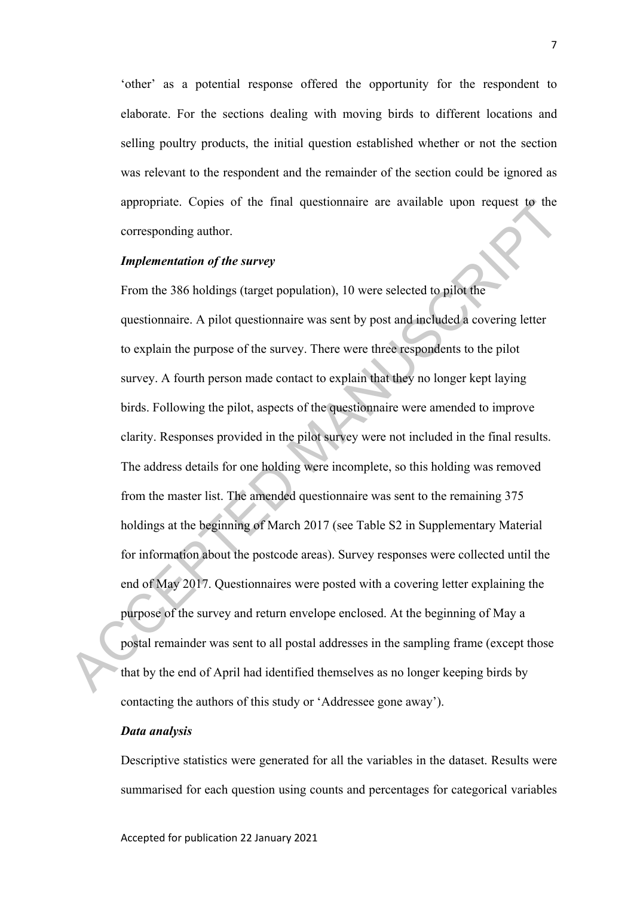'other' as a potential response offered the opportunity for the respondent to elaborate. For the sections dealing with moving birds to different locations and selling poultry products, the initial question established whether or not the section was relevant to the respondent and the remainder of the section could be ignored as appropriate. Copies of the final questionnaire are available upon request to the corresponding author.

***Implementation of the survey***

From the 386 holdings (target population), 10 were selected to pilot the questionnaire. A pilot questionnaire was sent by post and included a covering letter to explain the purpose of the survey. There were three respondents to the pilot survey. A fourth person made contact to explain that they no longer kept laying birds. Following the pilot, aspects of the questionnaire were amended to improve clarity. Responses provided in the pilot survey were not included in the final results. The address details for one holding were incomplete, so this holding was removed from the master list. The amended questionnaire was sent to the remaining 375 holdings at the beginning of March 2017 (see Table S2 in Supplementary Material for information about the postcode areas). Survey responses were collected until the end of May 2017. Questionnaires were posted with a covering letter explaining the purpose of the survey and return envelope enclosed. At the beginning of May a postal remainder was sent to all postal addresses in the sampling frame (except those that by the end of April had identified themselves as no longer keeping birds by contacting the authors of this study or 'Addressee gone away').

***Data analysis***

Descriptive statistics were generated for all the variables in the dataset. Results were summarised for each question using counts and percentages for categorical variables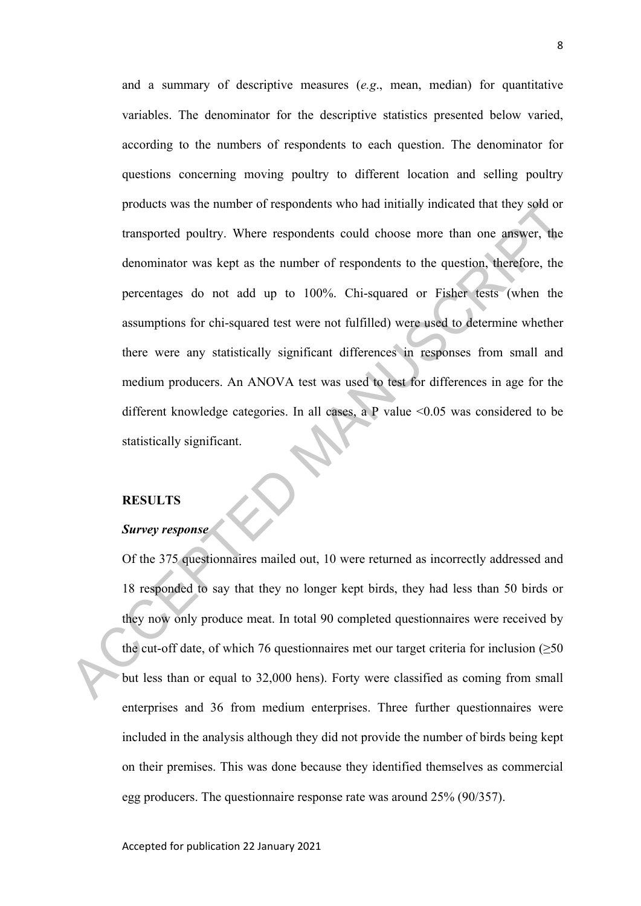and a summary of descriptive measures (*e.g*., mean, median) for quantitative variables. The denominator for the descriptive statistics presented below varied, according to the numbers of respondents to each question. The denominator for questions concerning moving poultry to different location and selling poultry products was the number of respondents who had initially indicated that they sold or transported poultry. Where respondents could choose more than one answer, the denominator was kept as the number of respondents to the question, therefore, the percentages do not add up to 100%. Chi-squared or Fisher tests (when the assumptions for chi-squared test were not fulfilled) were used to determine whether there were any statistically significant differences in responses from small and medium producers. An ANOVA test was used to test for differences in age for the different knowledge categories. In all cases, a P value <0.05 was considered to be statistically significant.

## RESULTS

### *Survey response*

Of the 375 questionnaires mailed out, 10 were returned as incorrectly addressed and 18 responded to say that they no longer kept birds, they had less than 50 birds or they now only produce meat. In total 90 completed questionnaires were received by the cut-off date, of which 76 questionnaires met our target criteria for inclusion (≥50 but less than or equal to 32,000 hens). Forty were classified as coming from small enterprises and 36 from medium enterprises. Three further questionnaires were included in the analysis although they did not provide the number of birds being kept on their premises. This was done because they identified themselves as commercial egg producers. The questionnaire response rate was around 25% (90/357).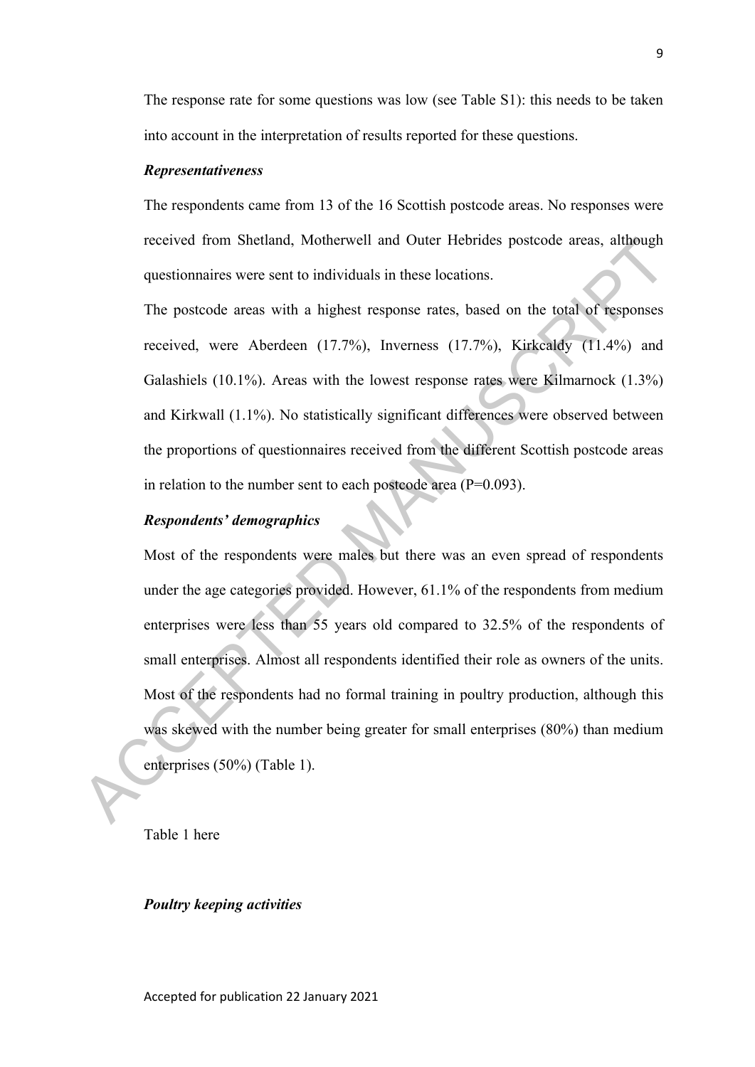The response rate for some questions was low (see Table S1): this needs to be taken into account in the interpretation of results reported for these questions.

### *Representativeness*

The respondents came from 13 of the 16 Scottish postcode areas. No responses were received from Shetland, Motherwell and Outer Hebrides postcode areas, although questionnaires were sent to individuals in these locations.

The postcode areas with a highest response rates, based on the total of responses received, were Aberdeen (17.7%), Inverness (17.7%), Kirkcaldy (11.4%) and Galashiels (10.1%). Areas with the lowest response rates were Kilmarnock (1.3%) and Kirkwall (1.1%). No statistically significant differences were observed between the proportions of questionnaires received from the different Scottish postcode areas in relation to the number sent to each postcode area ($P=0.093$).

### *Respondents' demographics*

Most of the respondents were males but there was an even spread of respondents under the age categories provided. However, 61.1% of the respondents from medium enterprises were less than 55 years old compared to 32.5% of the respondents of small enterprises. Almost all respondents identified their role as owners of the units. Most of the respondents had no formal training in poultry production, although this was skewed with the number being greater for small enterprises (80%) than medium enterprises (50%) (Table 1).

Table 1 here

### *Poultry keeping activities*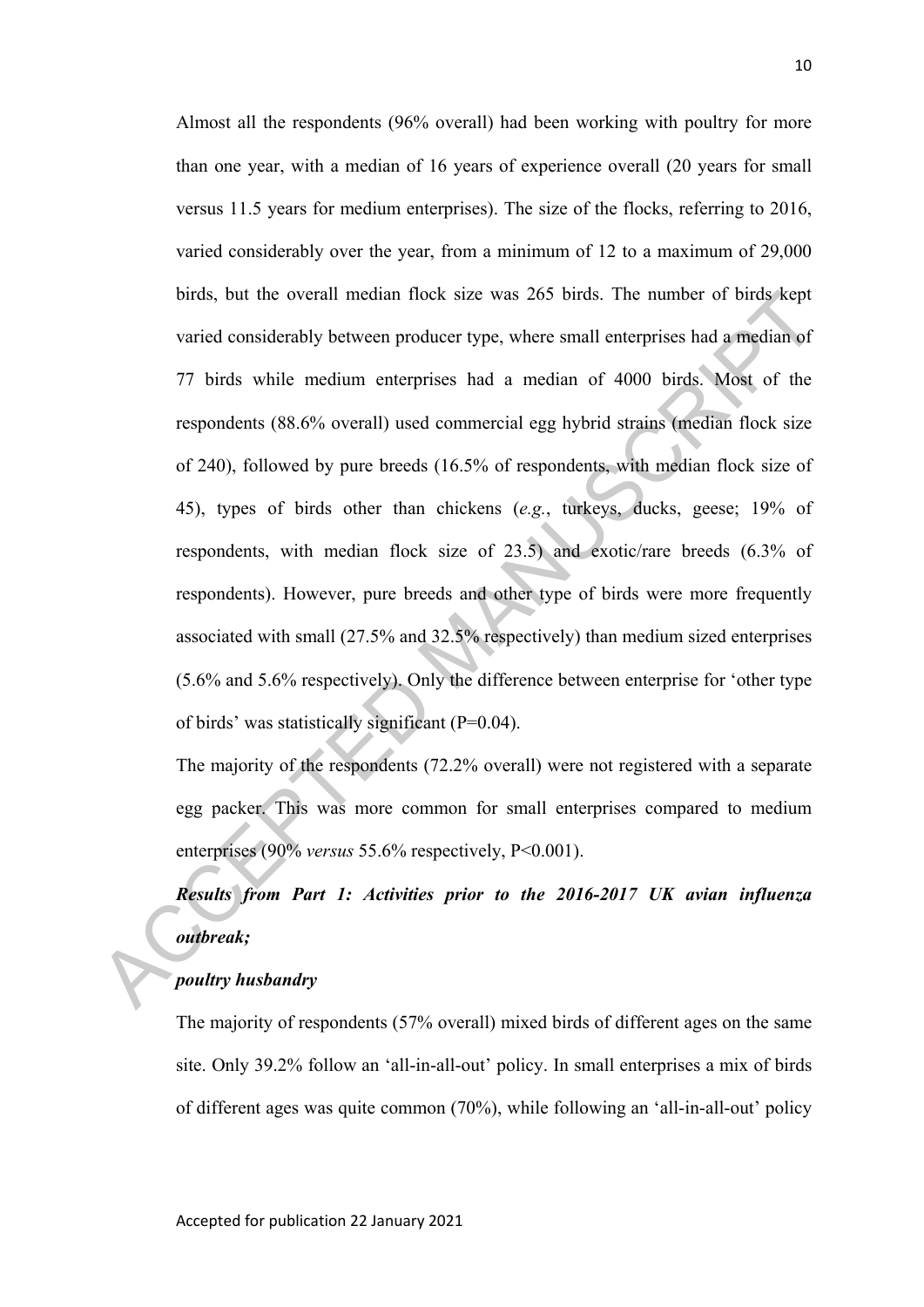Almost all the respondents (96% overall) had been working with poultry for more than one year, with a median of 16 years of experience overall (20 years for small versus 11.5 years for medium enterprises). The size of the flocks, referring to 2016, varied considerably over the year, from a minimum of 12 to a maximum of 29,000 birds, but the overall median flock size was 265 birds. The number of birds kept varied considerably between producer type, where small enterprises had a median of 77 birds while medium enterprises had a median of 4000 birds. Most of the respondents (88.6% overall) used commercial egg hybrid strains (median flock size of 240), followed by pure breeds (16.5% of respondents, with median flock size of 45), types of birds other than chickens (*e.g.*, turkeys, ducks, geese; 19% of respondents, with median flock size of 23.5) and exotic/rare breeds (6.3% of respondents). However, pure breeds and other type of birds were more frequently associated with small (27.5% and 32.5% respectively) than medium sized enterprises (5.6% and 5.6% respectively). Only the difference between enterprise for 'other type of birds' was statistically significant (P=0.04).

The majority of the respondents (72.2% overall) were not registered with a separate egg packer. This was more common for small enterprises compared to medium enterprises (90% *versus* 55.6% respectively, P<0.001).

***Results from Part 1: Activities prior to the 2016-2017 UK avian influenza outbreak;***

***poultry husbandry***

The majority of respondents (57% overall) mixed birds of different ages on the same site. Only 39.2% follow an 'all-in-all-out' policy. In small enterprises a mix of birds of different ages was quite common (70%), while following an 'all-in-all-out' policy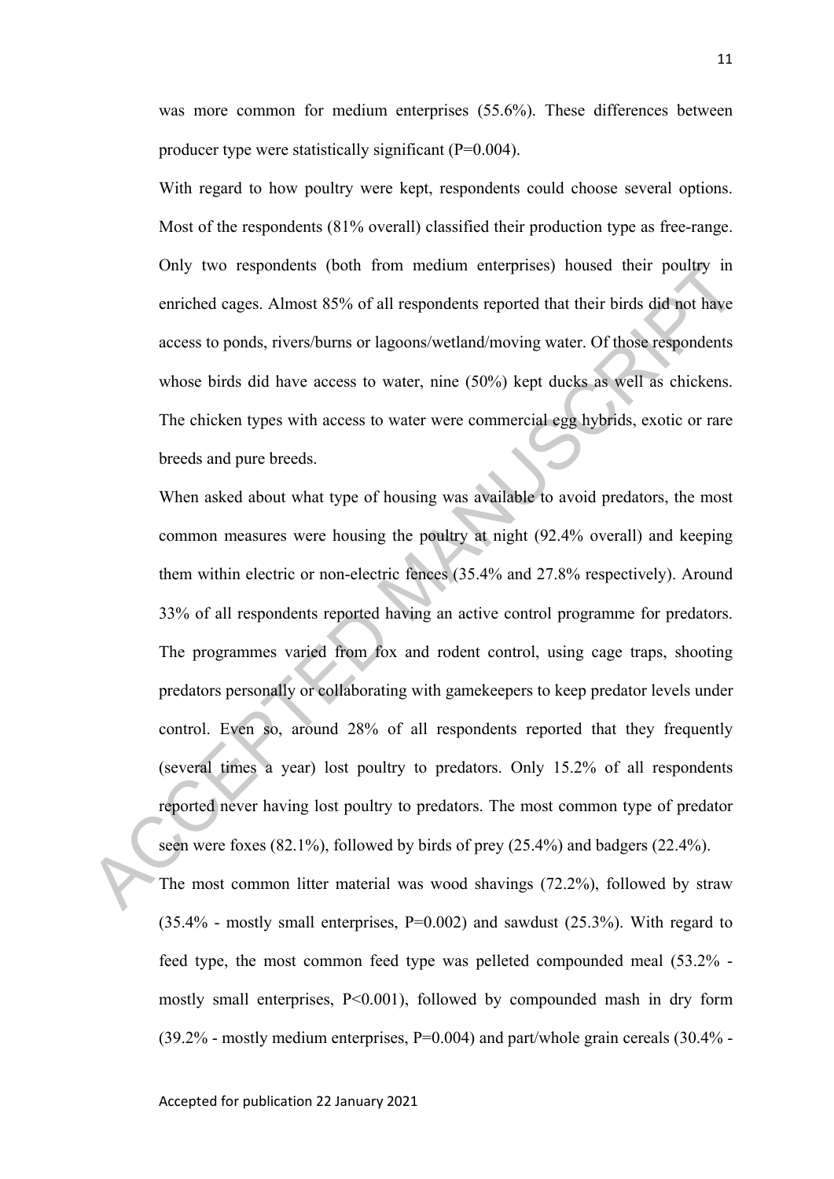was more common for medium enterprises (55.6%). These differences between producer type were statistically significant (P=0.004).

With regard to how poultry were kept, respondents could choose several options. Most of the respondents (81% overall) classified their production type as free-range. Only two respondents (both from medium enterprises) housed their poultry in enriched cages. Almost 85% of all respondents reported that their birds did not have access to ponds, rivers/burns or lagoons/wetland/moving water. Of those respondents whose birds did have access to water, nine (50%) kept ducks as well as chickens. The chicken types with access to water were commercial egg hybrids, exotic or rare breeds and pure breeds.

When asked about what type of housing was available to avoid predators, the most common measures were housing the poultry at night (92.4% overall) and keeping them within electric or non-electric fences (35.4% and 27.8% respectively). Around 33% of all respondents reported having an active control programme for predators. The programmes varied from fox and rodent control, using cage traps, shooting predators personally or collaborating with gamekeepers to keep predator levels under control. Even so, around 28% of all respondents reported that they frequently (several times a year) lost poultry to predators. Only 15.2% of all respondents reported never having lost poultry to predators. The most common type of predator seen were foxes (82.1%), followed by birds of prey (25.4%) and badgers (22.4%).

The most common litter material was wood shavings (72.2%), followed by straw (35.4% - mostly small enterprises, P=0.002) and sawdust (25.3%). With regard to feed type, the most common feed type was pelleted compounded meal (53.2% - mostly small enterprises, P<0.001), followed by compounded mash in dry form (39.2% - mostly medium enterprises, P=0.004) and part/whole grain cereals (30.4% -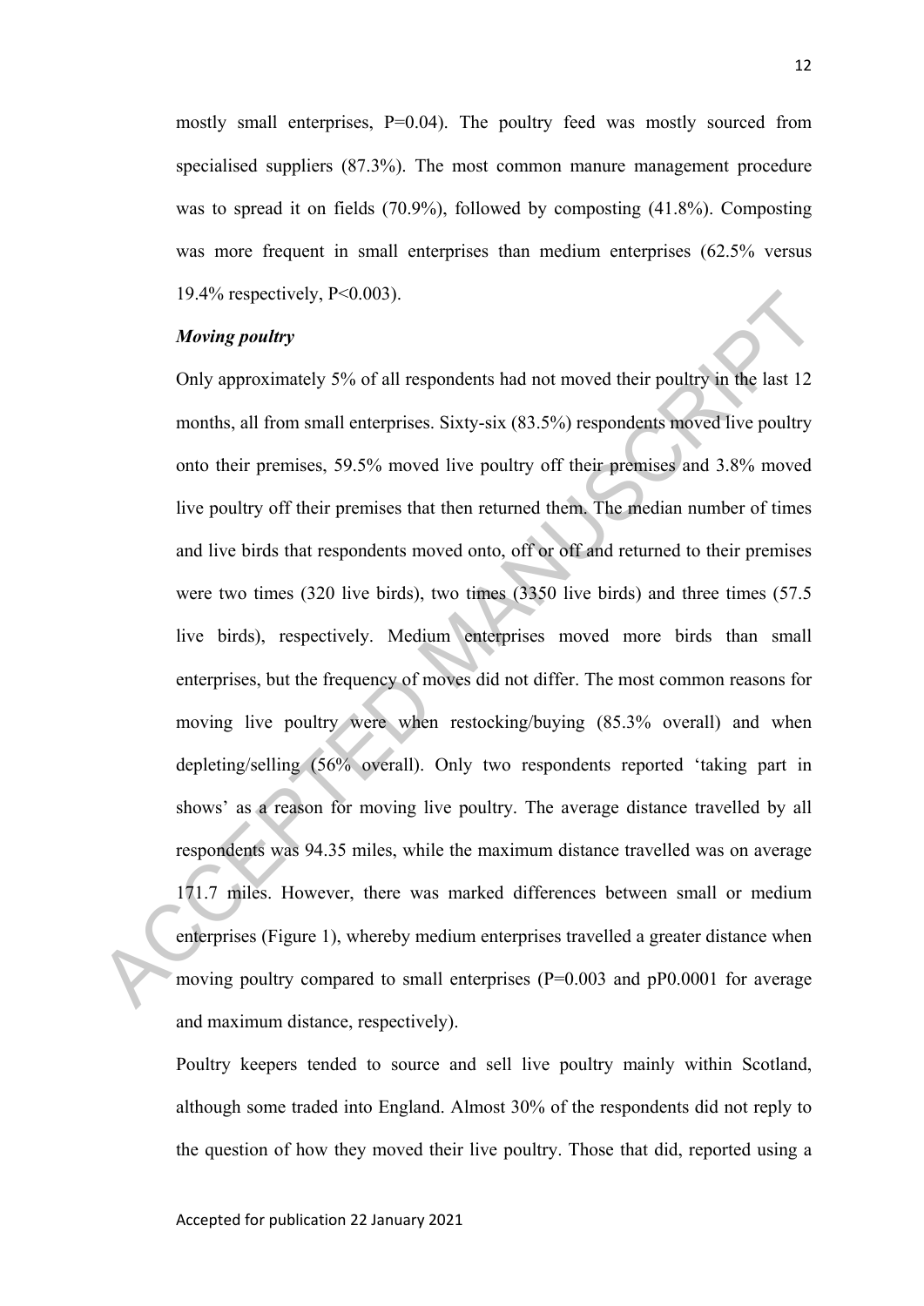mostly small enterprises, P=0.04). The poultry feed was mostly sourced from specialised suppliers (87.3%). The most common manure management procedure was to spread it on fields (70.9%), followed by composting (41.8%). Composting was more frequent in small enterprises than medium enterprises (62.5% versus 19.4% respectively, P<0.003).

***Moving poultry***

Only approximately 5% of all respondents had not moved their poultry in the last 12 months, all from small enterprises. Sixty-six (83.5%) respondents moved live poultry onto their premises, 59.5% moved live poultry off their premises and 3.8% moved live poultry off their premises that then returned them. The median number of times and live birds that respondents moved onto, off or off and returned to their premises were two times (320 live birds), two times (3350 live birds) and three times (57.5 live birds), respectively. Medium enterprises moved more birds than small enterprises, but the frequency of moves did not differ. The most common reasons for moving live poultry were when restocking/buying (85.3% overall) and when depleting/selling (56% overall). Only two respondents reported 'taking part in shows' as a reason for moving live poultry. The average distance travelled by all respondents was 94.35 miles, while the maximum distance travelled was on average 171.7 miles. However, there was marked differences between small or medium enterprises (Figure 1), whereby medium enterprises travelled a greater distance when moving poultry compared to small enterprises (P=0.003 and pP0.0001 for average and maximum distance, respectively).

Poultry keepers tended to source and sell live poultry mainly within Scotland, although some traded into England. Almost 30% of the respondents did not reply to the question of how they moved their live poultry. Those that did, reported using a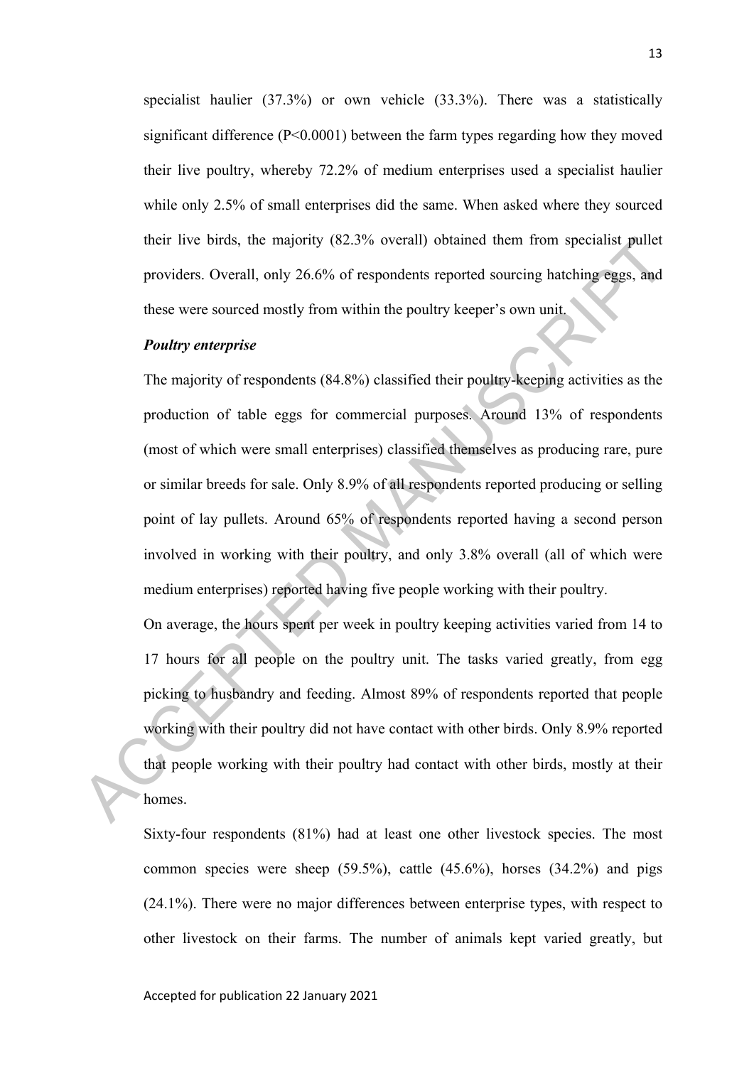specialist haulier (37.3%) or own vehicle (33.3%). There was a statistically significant difference ($P<0.0001$) between the farm types regarding how they moved their live poultry, whereby 72.2% of medium enterprises used a specialist haulier while only 2.5% of small enterprises did the same. When asked where they sourced their live birds, the majority (82.3% overall) obtained them from specialist pullet providers. Overall, only 26.6% of respondents reported sourcing hatching eggs, and these were sourced mostly from within the poultry keeper's own unit.

***Poultry enterprise***

The majority of respondents (84.8%) classified their poultry-keeping activities as the production of table eggs for commercial purposes. Around 13% of respondents (most of which were small enterprises) classified themselves as producing rare, pure or similar breeds for sale. Only 8.9% of all respondents reported producing or selling point of lay pullets. Around 65% of respondents reported having a second person involved in working with their poultry, and only 3.8% overall (all of which were medium enterprises) reported having five people working with their poultry.

On average, the hours spent per week in poultry keeping activities varied from 14 to 17 hours for all people on the poultry unit. The tasks varied greatly, from egg picking to husbandry and feeding. Almost 89% of respondents reported that people working with their poultry did not have contact with other birds. Only 8.9% reported that people working with their poultry had contact with other birds, mostly at their homes.

Sixty-four respondents (81%) had at least one other livestock species. The most common species were sheep (59.5%), cattle (45.6%), horses (34.2%) and pigs (24.1%). There were no major differences between enterprise types, with respect to other livestock on their farms. The number of animals kept varied greatly, but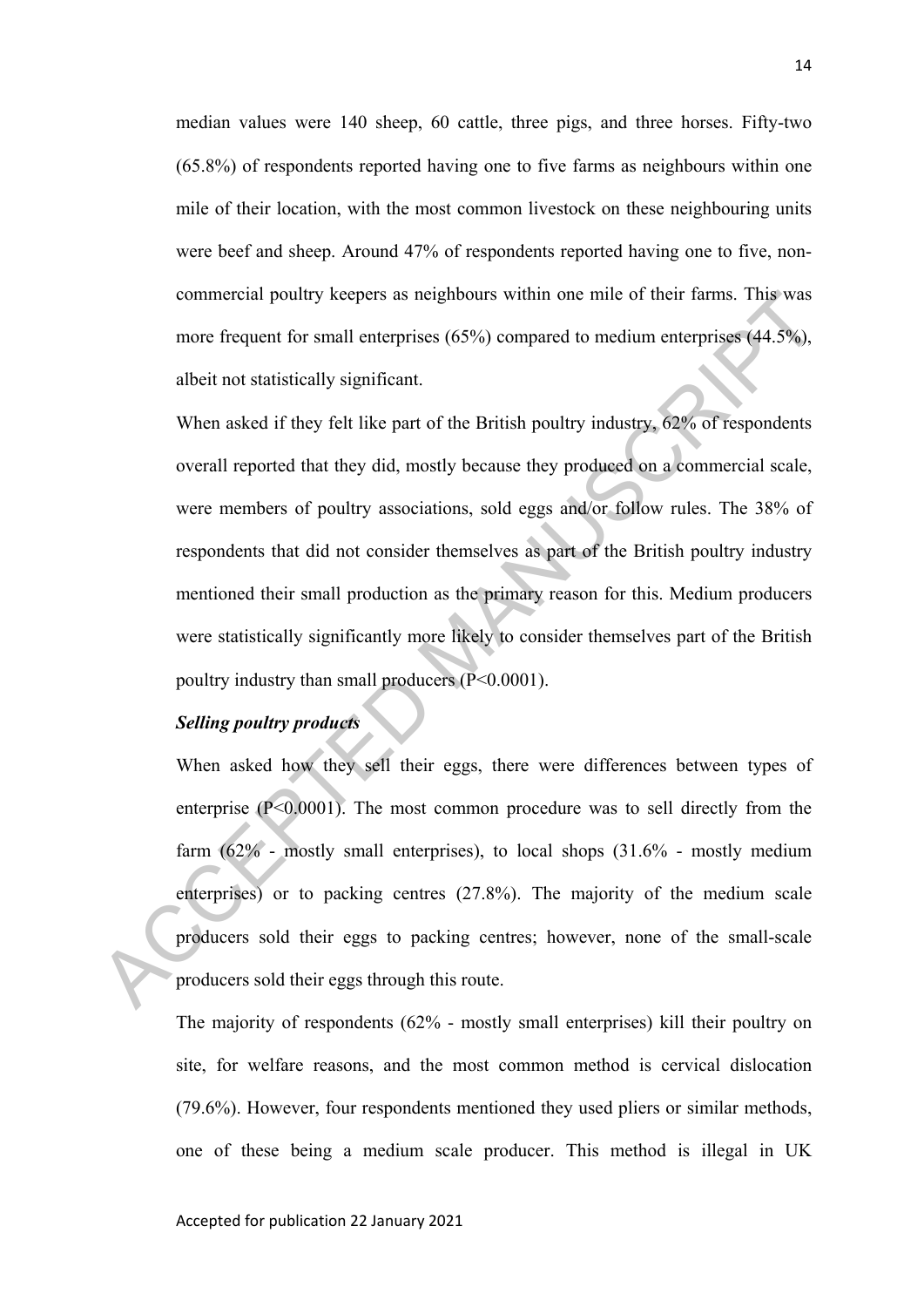median values were 140 sheep, 60 cattle, three pigs, and three horses. Fifty-two (65.8%) of respondents reported having one to five farms as neighbours within one mile of their location, with the most common livestock on these neighbouring units were beef and sheep. Around 47% of respondents reported having one to five, non-commercial poultry keepers as neighbours within one mile of their farms. This was more frequent for small enterprises (65%) compared to medium enterprises (44.5%), albeit not statistically significant.

When asked if they felt like part of the British poultry industry, 62% of respondents overall reported that they did, mostly because they produced on a commercial scale, were members of poultry associations, sold eggs and/or follow rules. The 38% of respondents that did not consider themselves as part of the British poultry industry mentioned their small production as the primary reason for this. Medium producers were statistically significantly more likely to consider themselves part of the British poultry industry than small producers ($P<0.0001$).

### *Selling poultry products*

When asked how they sell their eggs, there were differences between types of enterprise ($P<0.0001$). The most common procedure was to sell directly from the farm (62% - mostly small enterprises), to local shops (31.6% - mostly medium enterprises) or to packing centres (27.8%). The majority of the medium scale producers sold their eggs to packing centres; however, none of the small-scale producers sold their eggs through this route.

The majority of respondents (62% - mostly small enterprises) kill their poultry on site, for welfare reasons, and the most common method is cervical dislocation (79.6%). However, four respondents mentioned they used pliers or similar methods, one of these being a medium scale producer. This method is illegal in UK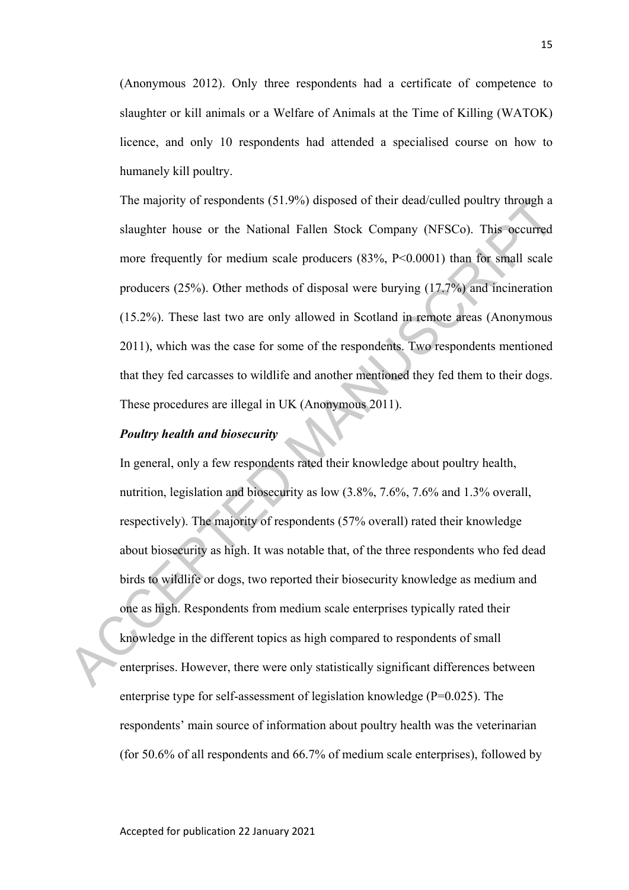(Anonymous 2012). Only three respondents had a certificate of competence to slaughter or kill animals or a Welfare of Animals at the Time of Killing (WATOK) licence, and only 10 respondents had attended a specialised course on how to humanely kill poultry.

The majority of respondents (51.9%) disposed of their dead/culled poultry through a slaughter house or the National Fallen Stock Company (NFSCo). This occurred more frequently for medium scale producers (83%, $P<0.0001$) than for small scale producers (25%). Other methods of disposal were burying (17.7%) and incineration (15.2%). These last two are only allowed in Scotland in remote areas (Anonymous 2011), which was the case for some of the respondents. Two respondents mentioned that they fed carcasses to wildlife and another mentioned they fed them to their dogs. These procedures are illegal in UK (Anonymous 2011).

***Poultry health and biosecurity***

In general, only a few respondents rated their knowledge about poultry health, nutrition, legislation and biosecurity as low (3.8%, 7.6%, 7.6% and 1.3% overall, respectively). The majority of respondents (57% overall) rated their knowledge about biosecurity as high. It was notable that, of the three respondents who fed dead birds to wildlife or dogs, two reported their biosecurity knowledge as medium and one as high. Respondents from medium scale enterprises typically rated their knowledge in the different topics as high compared to respondents of small enterprises. However, there were only statistically significant differences between enterprise type for self-assessment of legislation knowledge ($P=0.025$). The respondents' main source of information about poultry health was the veterinarian (for 50.6% of all respondents and 66.7% of medium scale enterprises), followed by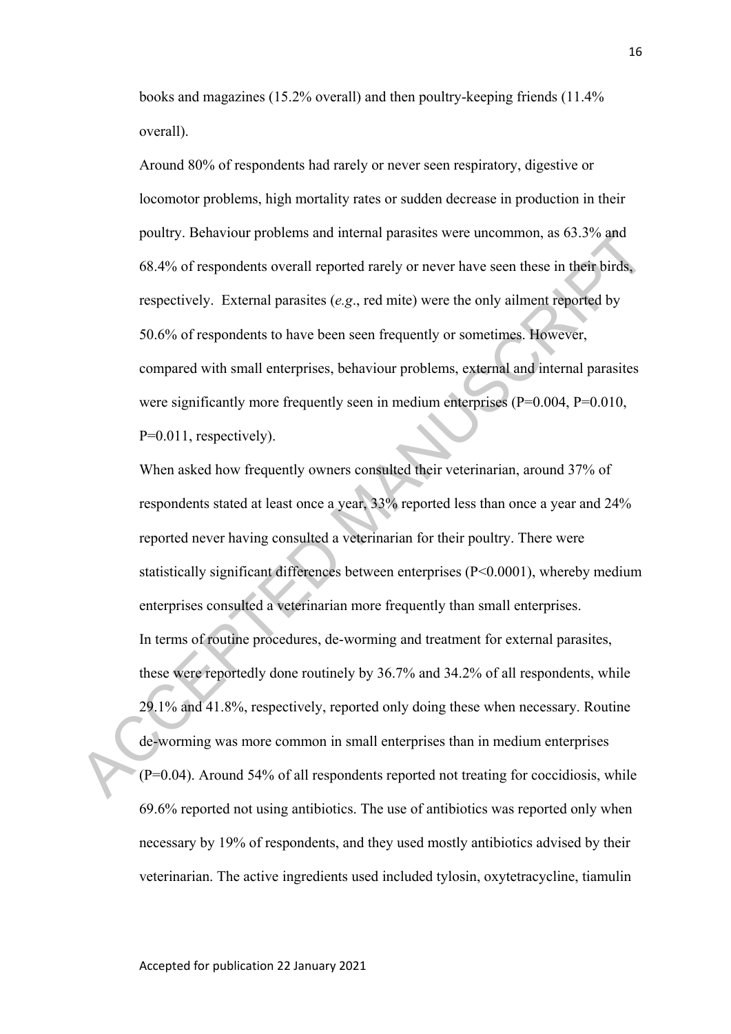books and magazines (15.2% overall) and then poultry-keeping friends (11.4% overall).

Around 80% of respondents had rarely or never seen respiratory, digestive or locomotor problems, high mortality rates or sudden decrease in production in their poultry. Behaviour problems and internal parasites were uncommon, as 63.3% and 68.4% of respondents overall reported rarely or never have seen these in their birds, respectively. External parasites (*e.g*., red mite) were the only ailment reported by 50.6% of respondents to have been seen frequently or sometimes. However, compared with small enterprises, behaviour problems, external and internal parasites were significantly more frequently seen in medium enterprises (P=0.004, P=0.010, P=0.011, respectively).

When asked how frequently owners consulted their veterinarian, around 37% of respondents stated at least once a year, 33% reported less than once a year and 24% reported never having consulted a veterinarian for their poultry. There were statistically significant differences between enterprises (P<0.0001), whereby medium enterprises consulted a veterinarian more frequently than small enterprises.

In terms of routine procedures, de-worming and treatment for external parasites, these were reportedly done routinely by 36.7% and 34.2% of all respondents, while 29.1% and 41.8%, respectively, reported only doing these when necessary. Routine de-worming was more common in small enterprises than in medium enterprises (P=0.04). Around 54% of all respondents reported not treating for coccidiosis, while 69.6% reported not using antibiotics. The use of antibiotics was reported only when necessary by 19% of respondents, and they used mostly antibiotics advised by their veterinarian. The active ingredients used included tylosin, oxytetracycline, tiamulin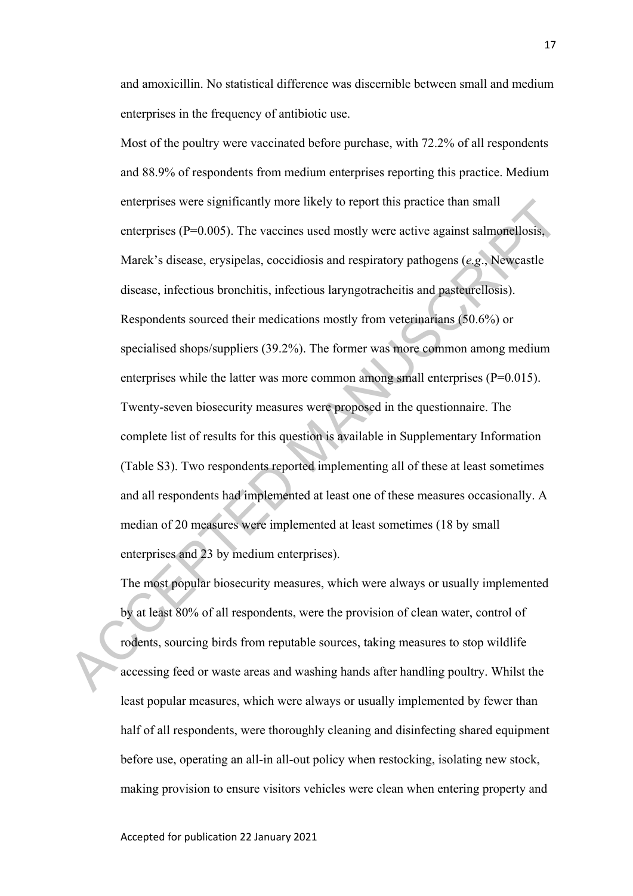and amoxicillin. No statistical difference was discernible between small and medium enterprises in the frequency of antibiotic use.

Most of the poultry were vaccinated before purchase, with 72.2% of all respondents and 88.9% of respondents from medium enterprises reporting this practice. Medium enterprises were significantly more likely to report this practice than small enterprises (P=0.005). The vaccines used mostly were active against salmonellosis, Marek's disease, erysipelas, coccidiosis and respiratory pathogens (*e.g*., Newcastle disease, infectious bronchitis, infectious laryngotracheitis and pasteurellosis).

Respondents sourced their medications mostly from veterinarians (50.6%) or specialised shops/suppliers (39.2%). The former was more common among medium enterprises while the latter was more common among small enterprises (P=0.015).

Twenty-seven biosecurity measures were proposed in the questionnaire. The complete list of results for this question is available in Supplementary Information (Table S3). Two respondents reported implementing all of these at least sometimes and all respondents had implemented at least one of these measures occasionally. A median of 20 measures were implemented at least sometimes (18 by small enterprises and 23 by medium enterprises).

The most popular biosecurity measures, which were always or usually implemented by at least 80% of all respondents, were the provision of clean water, control of rodents, sourcing birds from reputable sources, taking measures to stop wildlife accessing feed or waste areas and washing hands after handling poultry. Whilst the least popular measures, which were always or usually implemented by fewer than half of all respondents, were thoroughly cleaning and disinfecting shared equipment before use, operating an all-in all-out policy when restocking, isolating new stock, making provision to ensure visitors vehicles were clean when entering property and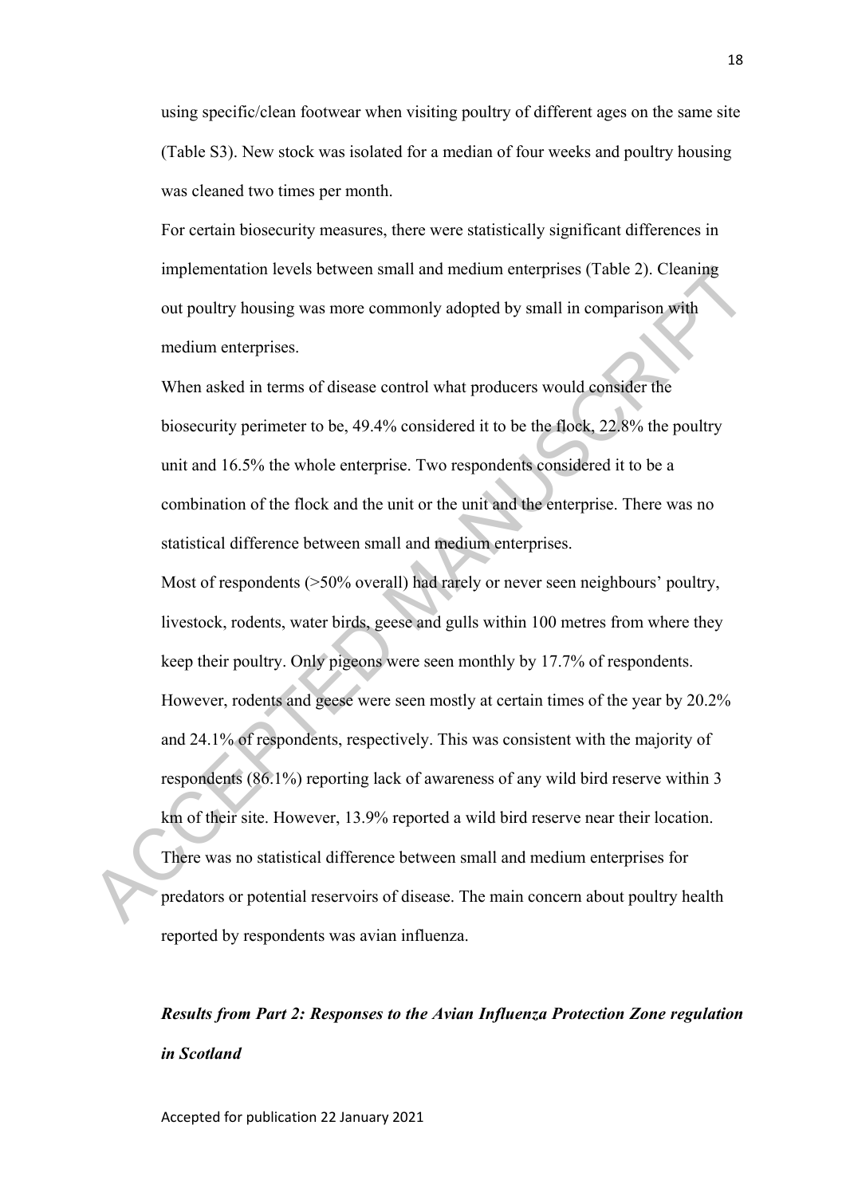using specific/clean footwear when visiting poultry of different ages on the same site (Table S3). New stock was isolated for a median of four weeks and poultry housing was cleaned two times per month.

For certain biosecurity measures, there were statistically significant differences in implementation levels between small and medium enterprises (Table 2). Cleaning out poultry housing was more commonly adopted by small in comparison with medium enterprises.

When asked in terms of disease control what producers would consider the biosecurity perimeter to be, 49.4% considered it to be the flock, 22.8% the poultry unit and 16.5% the whole enterprise. Two respondents considered it to be a combination of the flock and the unit or the unit and the enterprise. There was no statistical difference between small and medium enterprises.

Most of respondents (>50% overall) had rarely or never seen neighbours' poultry, livestock, rodents, water birds, geese and gulls within 100 metres from where they keep their poultry. Only pigeons were seen monthly by 17.7% of respondents. However, rodents and geese were seen mostly at certain times of the year by 20.2% and 24.1% of respondents, respectively. This was consistent with the majority of respondents (86.1%) reporting lack of awareness of any wild bird reserve within 3 km of their site. However, 13.9% reported a wild bird reserve near their location. There was no statistical difference between small and medium enterprises for predators or potential reservoirs of disease. The main concern about poultry health reported by respondents was avian influenza.

### *Results from Part 2: Responses to the Avian Influenza Protection Zone regulation in Scotland*

Accepted for publication 22 January 2021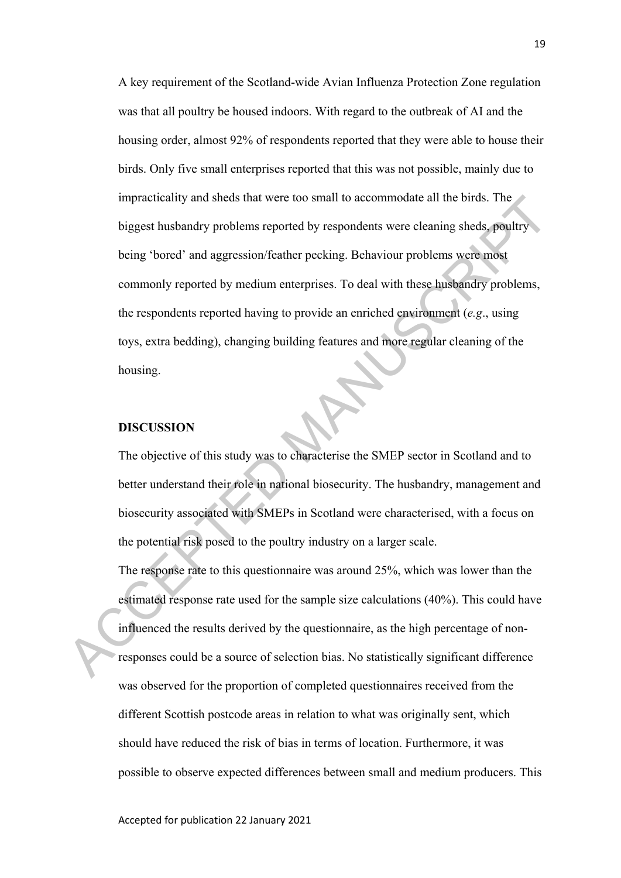A key requirement of the Scotland-wide Avian Influenza Protection Zone regulation was that all poultry be housed indoors. With regard to the outbreak of AI and the housing order, almost 92% of respondents reported that they were able to house their birds. Only five small enterprises reported that this was not possible, mainly due to impracticality and sheds that were too small to accommodate all the birds. The biggest husbandry problems reported by respondents were cleaning sheds, poultry being 'bored' and aggression/feather pecking. Behaviour problems were most commonly reported by medium enterprises. To deal with these husbandry problems, the respondents reported having to provide an enriched environment (*e.g*., using toys, extra bedding), changing building features and more regular cleaning of the housing.

## DISCUSSION

The objective of this study was to characterise the SMEP sector in Scotland and to better understand their role in national biosecurity. The husbandry, management and biosecurity associated with SMEPs in Scotland were characterised, with a focus on the potential risk posed to the poultry industry on a larger scale.

The response rate to this questionnaire was around 25%, which was lower than the estimated response rate used for the sample size calculations (40%). This could have influenced the results derived by the questionnaire, as the high percentage of non-responses could be a source of selection bias. No statistically significant difference was observed for the proportion of completed questionnaires received from the different Scottish postcode areas in relation to what was originally sent, which should have reduced the risk of bias in terms of location. Furthermore, it was possible to observe expected differences between small and medium producers. This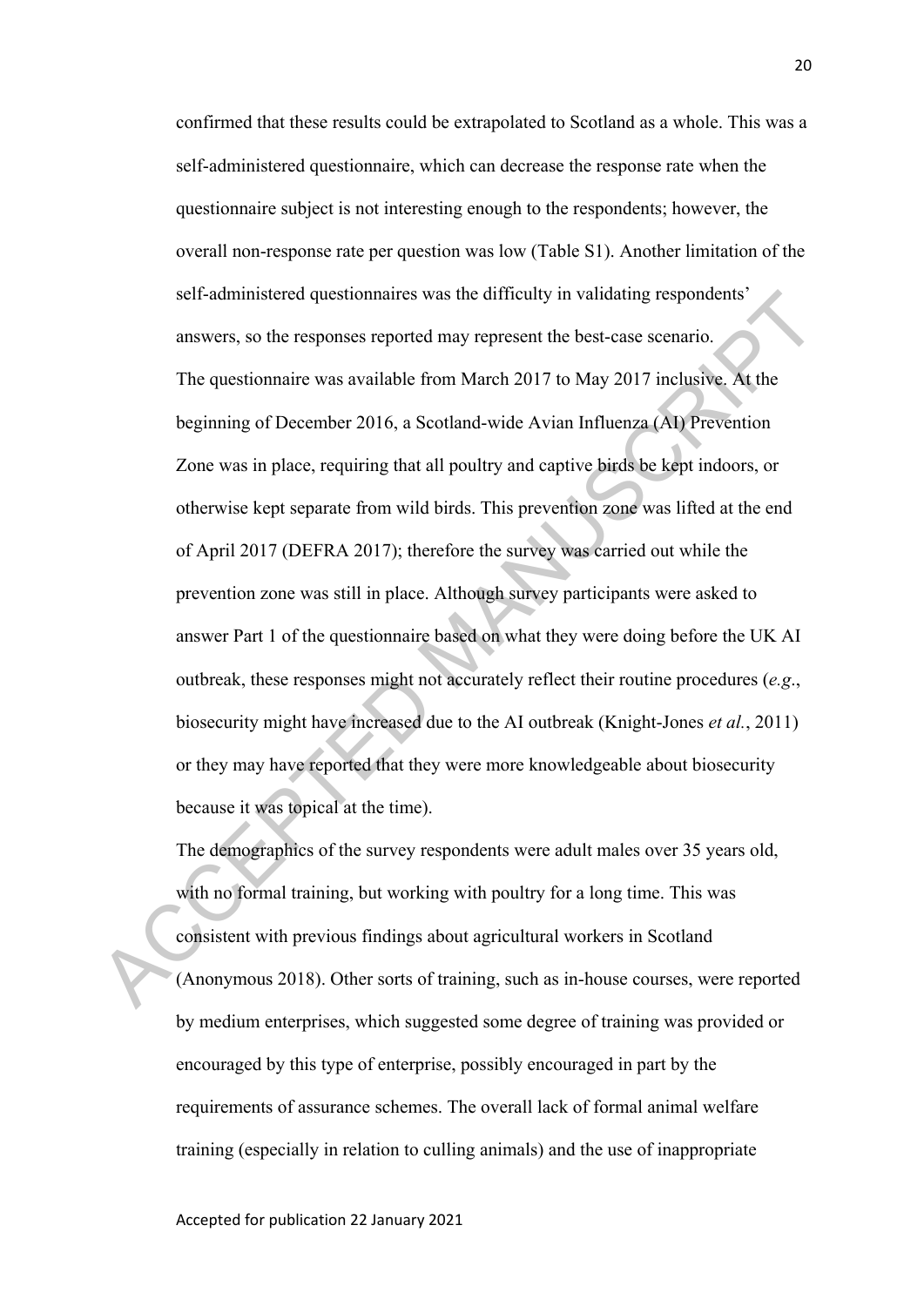confirmed that these results could be extrapolated to Scotland as a whole. This was a self-administered questionnaire, which can decrease the response rate when the questionnaire subject is not interesting enough to the respondents; however, the overall non-response rate per question was low (Table S1). Another limitation of the self-administered questionnaires was the difficulty in validating respondents' answers, so the responses reported may represent the best-case scenario.

The questionnaire was available from March 2017 to May 2017 inclusive. At the beginning of December 2016, a Scotland-wide Avian Influenza (AI) Prevention Zone was in place, requiring that all poultry and captive birds be kept indoors, or otherwise kept separate from wild birds. This prevention zone was lifted at the end of April 2017 (DEFRA 2017); therefore the survey was carried out while the prevention zone was still in place. Although survey participants were asked to answer Part 1 of the questionnaire based on what they were doing before the UK AI outbreak, these responses might not accurately reflect their routine procedures (*e.g.*, biosecurity might have increased due to the AI outbreak (Knight-Jones *et al.*, 2011) or they may have reported that they were more knowledgeable about biosecurity because it was topical at the time).

The demographics of the survey respondents were adult males over 35 years old, with no formal training, but working with poultry for a long time. This was consistent with previous findings about agricultural workers in Scotland (Anonymous 2018). Other sorts of training, such as in-house courses, were reported by medium enterprises, which suggested some degree of training was provided or encouraged by this type of enterprise, possibly encouraged in part by the requirements of assurance schemes. The overall lack of formal animal welfare training (especially in relation to culling animals) and the use of inappropriate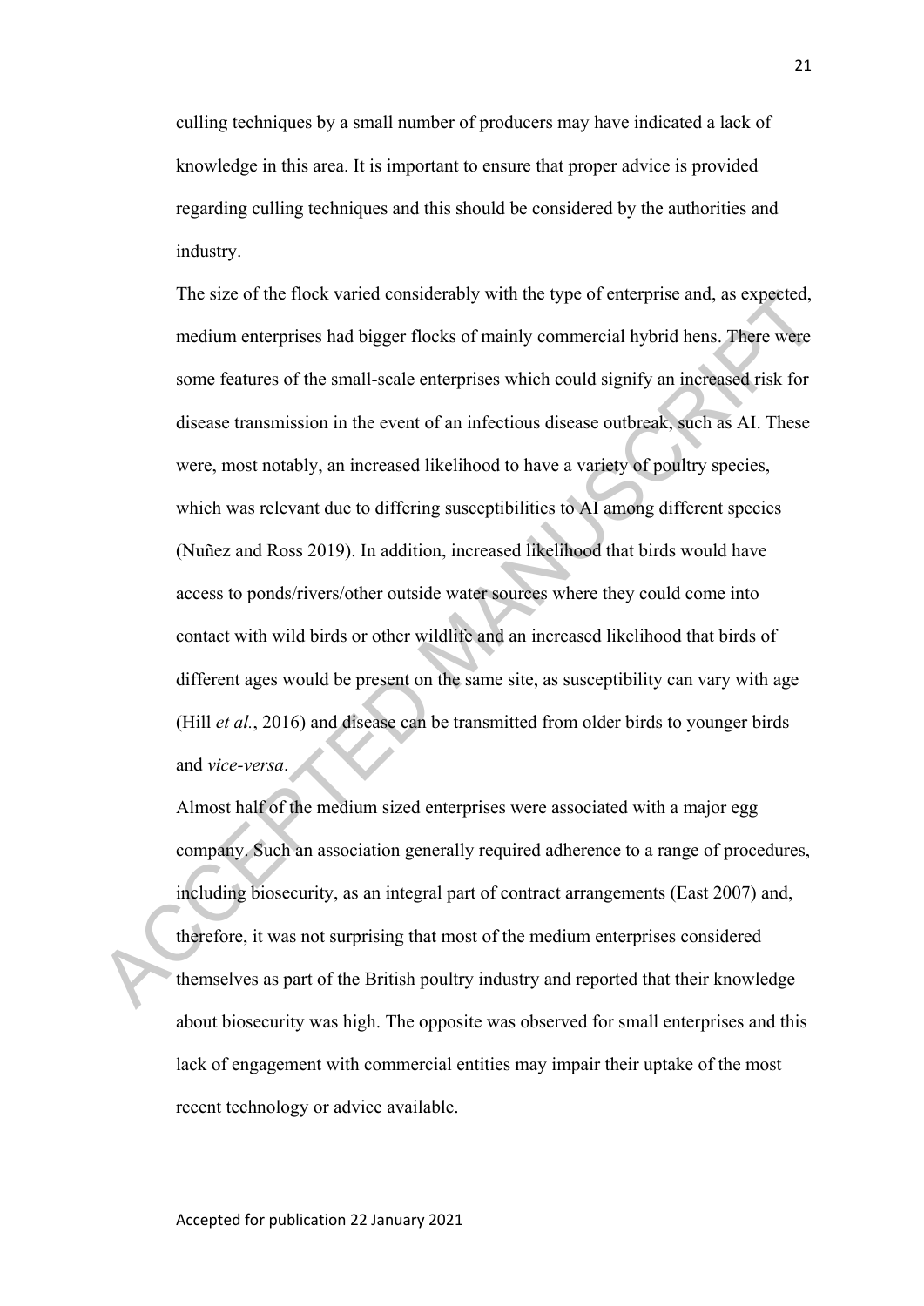culling techniques by a small number of producers may have indicated a lack of knowledge in this area. It is important to ensure that proper advice is provided regarding culling techniques and this should be considered by the authorities and industry.

The size of the flock varied considerably with the type of enterprise and, as expected, medium enterprises had bigger flocks of mainly commercial hybrid hens. There were some features of the small-scale enterprises which could signify an increased risk for disease transmission in the event of an infectious disease outbreak, such as AI. These were, most notably, an increased likelihood to have a variety of poultry species, which was relevant due to differing susceptibilities to AI among different species (Nuñez and Ross 2019). In addition, increased likelihood that birds would have access to ponds/rivers/other outside water sources where they could come into contact with wild birds or other wildlife and an increased likelihood that birds of different ages would be present on the same site, as susceptibility can vary with age (Hill *et al.*, 2016) and disease can be transmitted from older birds to younger birds and *vice-versa*.

Almost half of the medium sized enterprises were associated with a major egg company. Such an association generally required adherence to a range of procedures, including biosecurity, as an integral part of contract arrangements (East 2007) and, therefore, it was not surprising that most of the medium enterprises considered themselves as part of the British poultry industry and reported that their knowledge about biosecurity was high. The opposite was observed for small enterprises and this lack of engagement with commercial entities may impair their uptake of the most recent technology or advice available.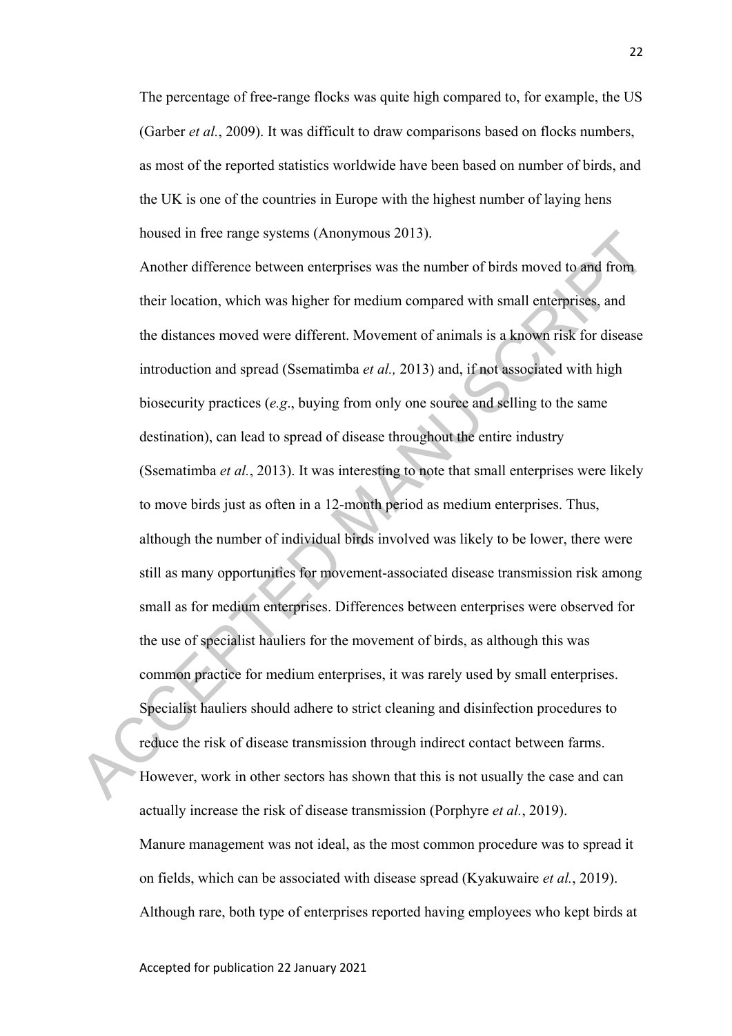The percentage of free-range flocks was quite high compared to, for example, the US (Garber *et al.*, 2009). It was difficult to draw comparisons based on flocks numbers, as most of the reported statistics worldwide have been based on number of birds, and the UK is one of the countries in Europe with the highest number of laying hens housed in free range systems (Anonymous 2013).

Another difference between enterprises was the number of birds moved to and from their location, which was higher for medium compared with small enterprises, and the distances moved were different. Movement of animals is a known risk for disease introduction and spread (Ssematimba *et al.,* 2013) and, if not associated with high biosecurity practices (*e.g*., buying from only one source and selling to the same destination), can lead to spread of disease throughout the entire industry (Ssematimba *et al.*, 2013). It was interesting to note that small enterprises were likely to move birds just as often in a 12-month period as medium enterprises. Thus, although the number of individual birds involved was likely to be lower, there were still as many opportunities for movement-associated disease transmission risk among small as for medium enterprises. Differences between enterprises were observed for the use of specialist hauliers for the movement of birds, as although this was common practice for medium enterprises, it was rarely used by small enterprises. Specialist hauliers should adhere to strict cleaning and disinfection procedures to reduce the risk of disease transmission through indirect contact between farms. However, work in other sectors has shown that this is not usually the case and can actually increase the risk of disease transmission (Porphyre *et al.*, 2019).

Manure management was not ideal, as the most common procedure was to spread it on fields, which can be associated with disease spread (Kyakuwaire *et al.*, 2019). Although rare, both type of enterprises reported having employees who kept birds at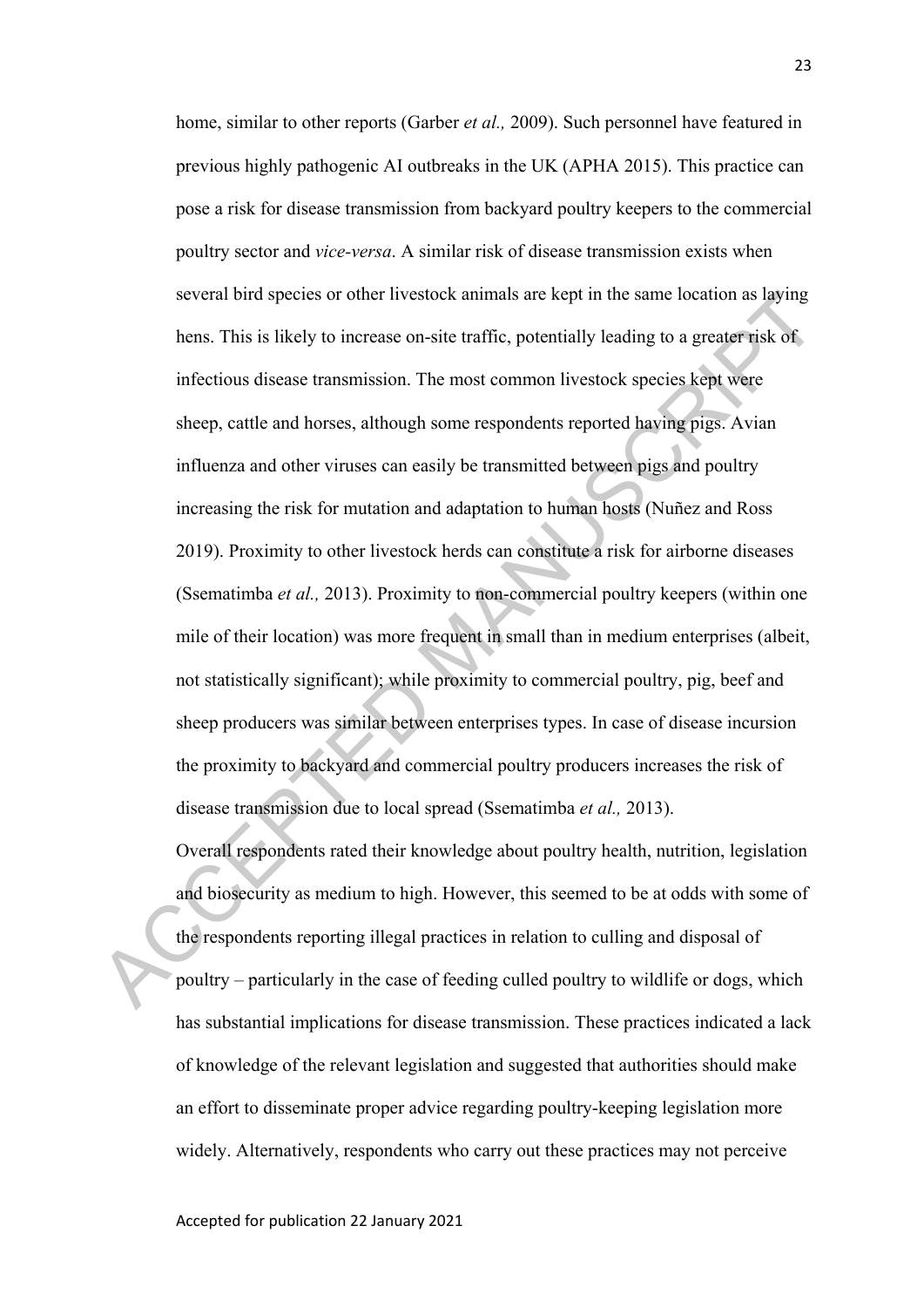home, similar to other reports (Garber *et al.,* 2009). Such personnel have featured in previous highly pathogenic AI outbreaks in the UK (APHA 2015). This practice can pose a risk for disease transmission from backyard poultry keepers to the commercial poultry sector and *vice-versa*. A similar risk of disease transmission exists when several bird species or other livestock animals are kept in the same location as laying hens. This is likely to increase on-site traffic, potentially leading to a greater risk of infectious disease transmission. The most common livestock species kept were sheep, cattle and horses, although some respondents reported having pigs. Avian influenza and other viruses can easily be transmitted between pigs and poultry increasing the risk for mutation and adaptation to human hosts (Nuñez and Ross 2019). Proximity to other livestock herds can constitute a risk for airborne diseases (Ssematimba *et al.,* 2013). Proximity to non-commercial poultry keepers (within one mile of their location) was more frequent in small than in medium enterprises (albeit, not statistically significant); while proximity to commercial poultry, pig, beef and sheep producers was similar between enterprises types. In case of disease incursion the proximity to backyard and commercial poultry producers increases the risk of disease transmission due to local spread (Ssematimba *et al.,* 2013).

Overall respondents rated their knowledge about poultry health, nutrition, legislation and biosecurity as medium to high. However, this seemed to be at odds with some of the respondents reporting illegal practices in relation to culling and disposal of poultry – particularly in the case of feeding culled poultry to wildlife or dogs, which has substantial implications for disease transmission. These practices indicated a lack of knowledge of the relevant legislation and suggested that authorities should make an effort to disseminate proper advice regarding poultry-keeping legislation more widely. Alternatively, respondents who carry out these practices may not perceive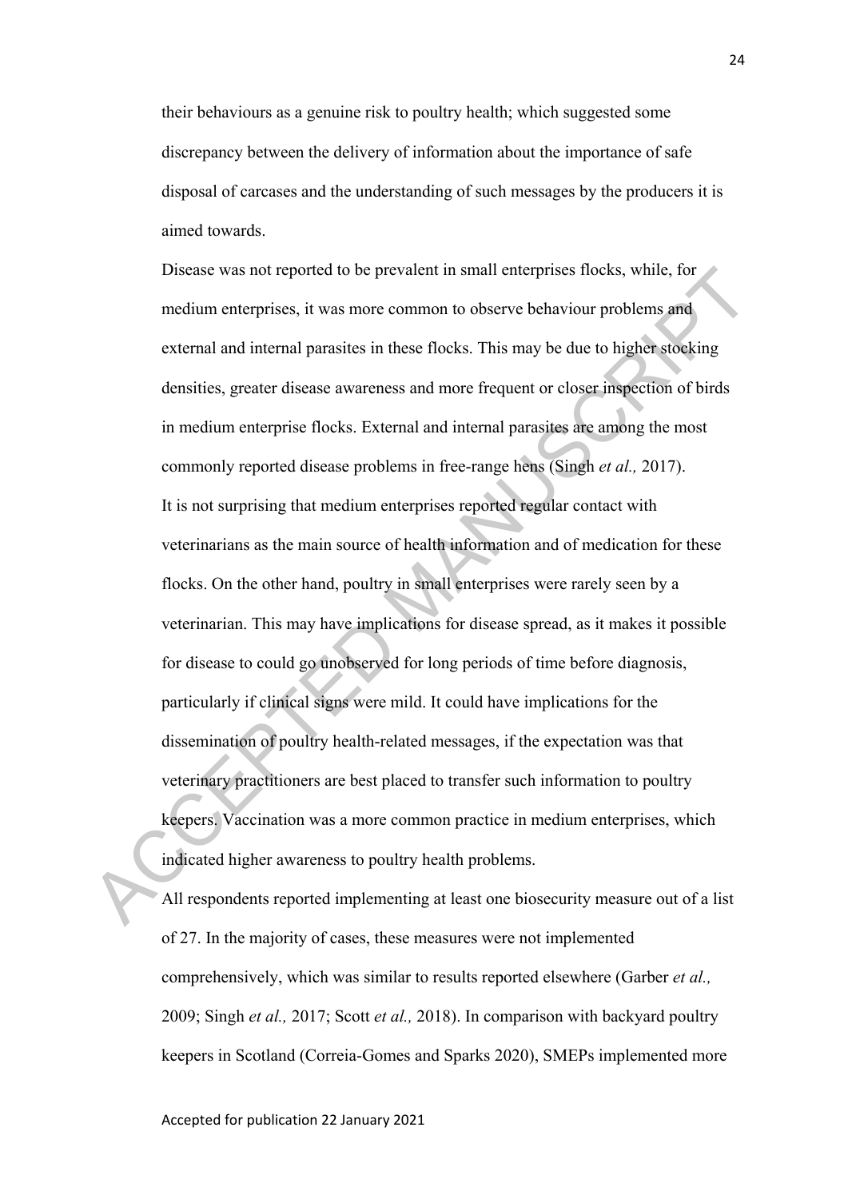their behaviours as a genuine risk to poultry health; which suggested some discrepancy between the delivery of information about the importance of safe disposal of carcases and the understanding of such messages by the producers it is aimed towards.

Disease was not reported to be prevalent in small enterprises flocks, while, for medium enterprises, it was more common to observe behaviour problems and external and internal parasites in these flocks. This may be due to higher stocking densities, greater disease awareness and more frequent or closer inspection of birds in medium enterprise flocks. External and internal parasites are among the most commonly reported disease problems in free-range hens (Singh *et al.,* 2017).

It is not surprising that medium enterprises reported regular contact with veterinarians as the main source of health information and of medication for these flocks. On the other hand, poultry in small enterprises were rarely seen by a veterinarian. This may have implications for disease spread, as it makes it possible for disease to could go unobserved for long periods of time before diagnosis, particularly if clinical signs were mild. It could have implications for the dissemination of poultry health-related messages, if the expectation was that veterinary practitioners are best placed to transfer such information to poultry keepers. Vaccination was a more common practice in medium enterprises, which indicated higher awareness to poultry health problems.

All respondents reported implementing at least one biosecurity measure out of a list of 27. In the majority of cases, these measures were not implemented comprehensively, which was similar to results reported elsewhere (Garber *et al.,* 2009; Singh *et al.,* 2017; Scott *et al.,* 2018). In comparison with backyard poultry keepers in Scotland (Correia-Gomes and Sparks 2020), SMEPs implemented more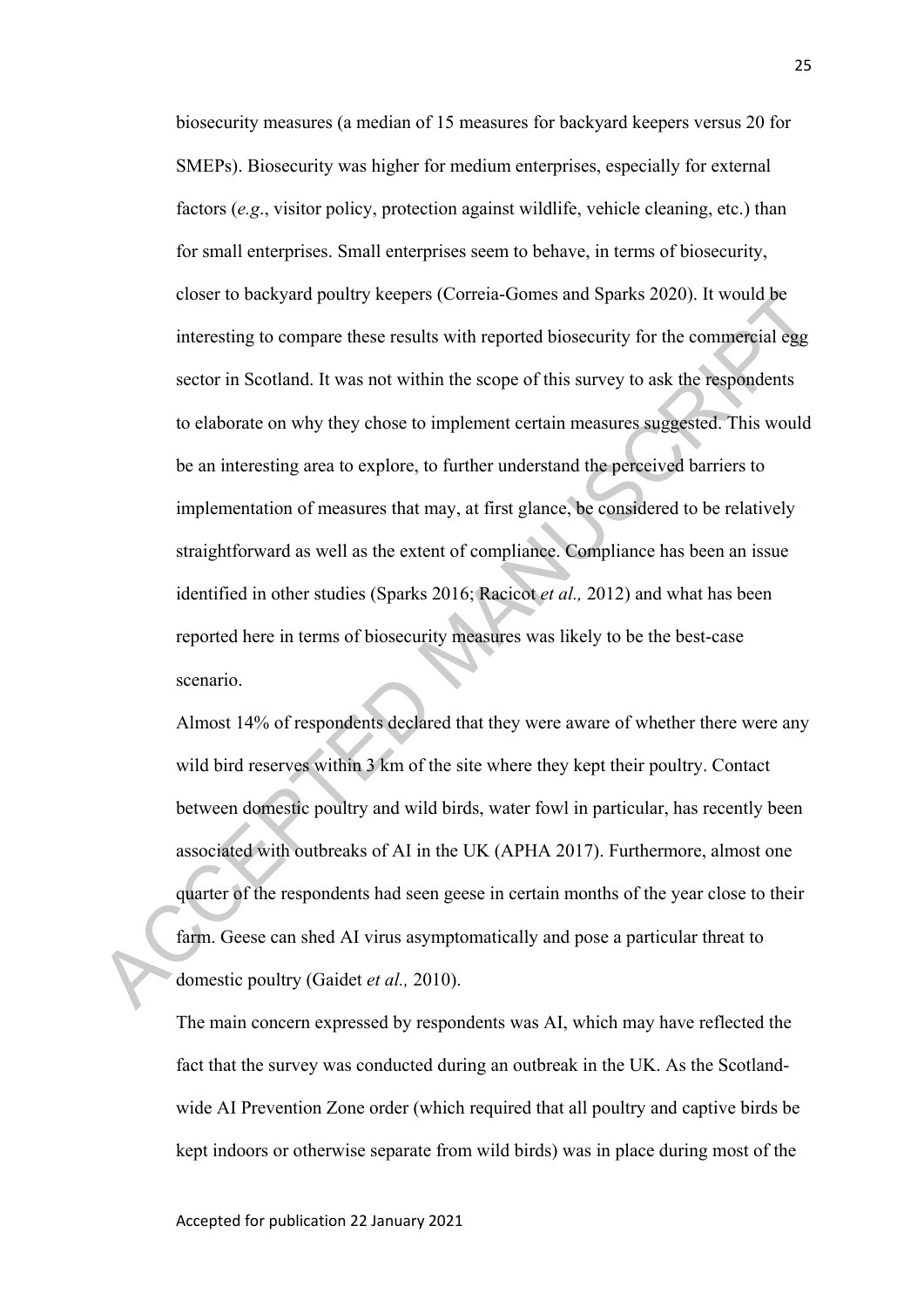biosecurity measures (a median of 15 measures for backyard keepers versus 20 for SMEPs). Biosecurity was higher for medium enterprises, especially for external factors (*e.g*., visitor policy, protection against wildlife, vehicle cleaning, etc.) than for small enterprises. Small enterprises seem to behave, in terms of biosecurity, closer to backyard poultry keepers (Correia-Gomes and Sparks 2020). It would be interesting to compare these results with reported biosecurity for the commercial egg sector in Scotland. It was not within the scope of this survey to ask the respondents to elaborate on why they chose to implement certain measures suggested. This would be an interesting area to explore, to further understand the perceived barriers to implementation of measures that may, at first glance, be considered to be relatively straightforward as well as the extent of compliance. Compliance has been an issue identified in other studies (Sparks 2016; Racicot *et al.,* 2012) and what has been reported here in terms of biosecurity measures was likely to be the best-case scenario.

Almost 14% of respondents declared that they were aware of whether there were any wild bird reserves within 3 km of the site where they kept their poultry. Contact between domestic poultry and wild birds, water fowl in particular, has recently been associated with outbreaks of AI in the UK (APHA 2017). Furthermore, almost one quarter of the respondents had seen geese in certain months of the year close to their farm. Geese can shed AI virus asymptomatically and pose a particular threat to domestic poultry (Gaidet *et al.,* 2010).

The main concern expressed by respondents was AI, which may have reflected the fact that the survey was conducted during an outbreak in the UK. As the Scotland-wide AI Prevention Zone order (which required that all poultry and captive birds be kept indoors or otherwise separate from wild birds) was in place during most of the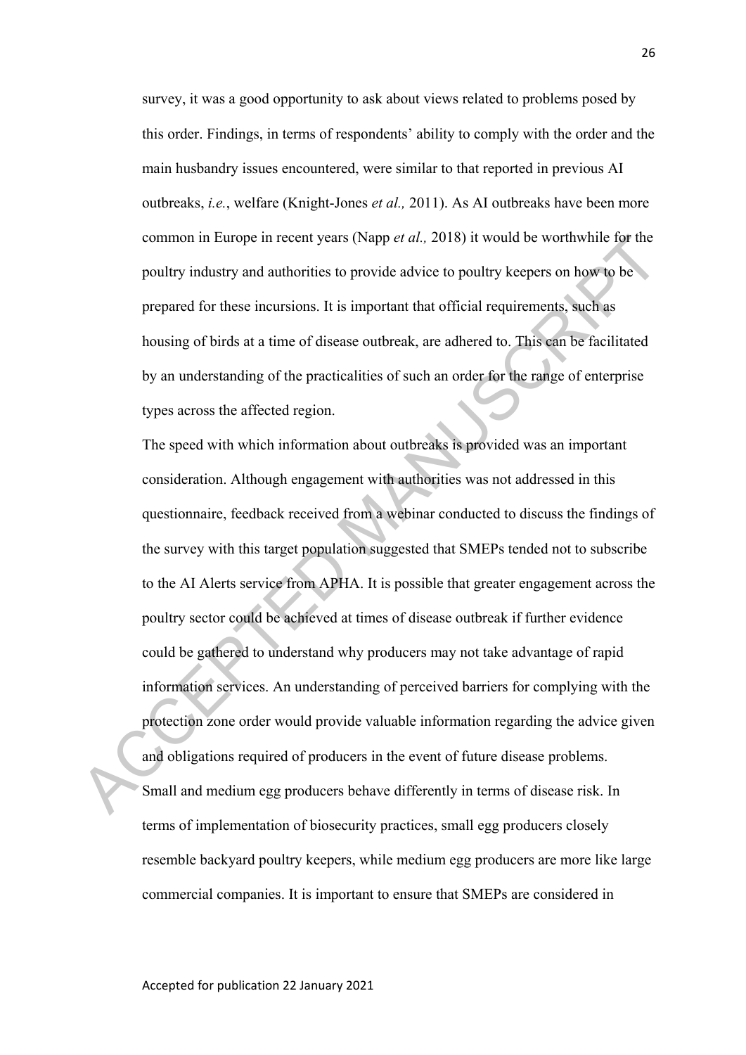survey, it was a good opportunity to ask about views related to problems posed by this order. Findings, in terms of respondents' ability to comply with the order and the main husbandry issues encountered, were similar to that reported in previous AI outbreaks, *i.e.*, welfare (Knight-Jones *et al.,* 2011). As AI outbreaks have been more common in Europe in recent years (Napp *et al.,* 2018) it would be worthwhile for the poultry industry and authorities to provide advice to poultry keepers on how to be prepared for these incursions. It is important that official requirements, such as housing of birds at a time of disease outbreak, are adhered to. This can be facilitated by an understanding of the practicalities of such an order for the range of enterprise types across the affected region.

The speed with which information about outbreaks is provided was an important consideration. Although engagement with authorities was not addressed in this questionnaire, feedback received from a webinar conducted to discuss the findings of the survey with this target population suggested that SMEPs tended not to subscribe to the AI Alerts service from APHA. It is possible that greater engagement across the poultry sector could be achieved at times of disease outbreak if further evidence could be gathered to understand why producers may not take advantage of rapid information services. An understanding of perceived barriers for complying with the protection zone order would provide valuable information regarding the advice given and obligations required of producers in the event of future disease problems.

Small and medium egg producers behave differently in terms of disease risk. In terms of implementation of biosecurity practices, small egg producers closely resemble backyard poultry keepers, while medium egg producers are more like large commercial companies. It is important to ensure that SMEPs are considered in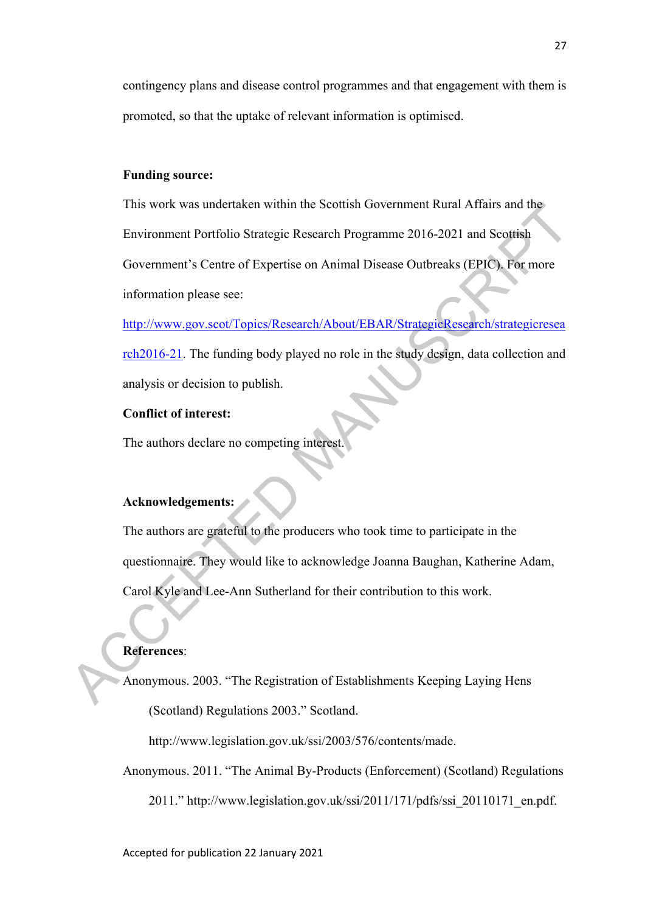contingency plans and disease control programmes and that engagement with them is promoted, so that the uptake of relevant information is optimised.

**Funding source:**

This work was undertaken within the Scottish Government Rural Affairs and the Environment Portfolio Strategic Research Programme 2016-2021 and Scottish Government's Centre of Expertise on Animal Disease Outbreaks (EPIC). For more information please see: http://www.gov.scot/Topics/Research/About/EBAR/StrategicResearch/strategicresearch2016-21. The funding body played no role in the study design, data collection and analysis or decision to publish.

**Conflict of interest:**

The authors declare no competing interest.

**Acknowledgements:**

The authors are grateful to the producers who took time to participate in the questionnaire. They would like to acknowledge Joanna Baughan, Katherine Adam, Carol Kyle and Lee-Ann Sutherland for their contribution to this work.

**References**:

Anonymous. 2003. "The Registration of Establishments Keeping Laying Hens (Scotland) Regulations 2003." Scotland. http://www.legislation.gov.uk/ssi/2003/576/contents/made.

Anonymous. 2011. "The Animal By-Products (Enforcement) (Scotland) Regulations 2011." http://www.legislation.gov.uk/ssi/2011/171/pdfs/ssi_20110171_en.pdf.

Accepted for publication 22 January 2021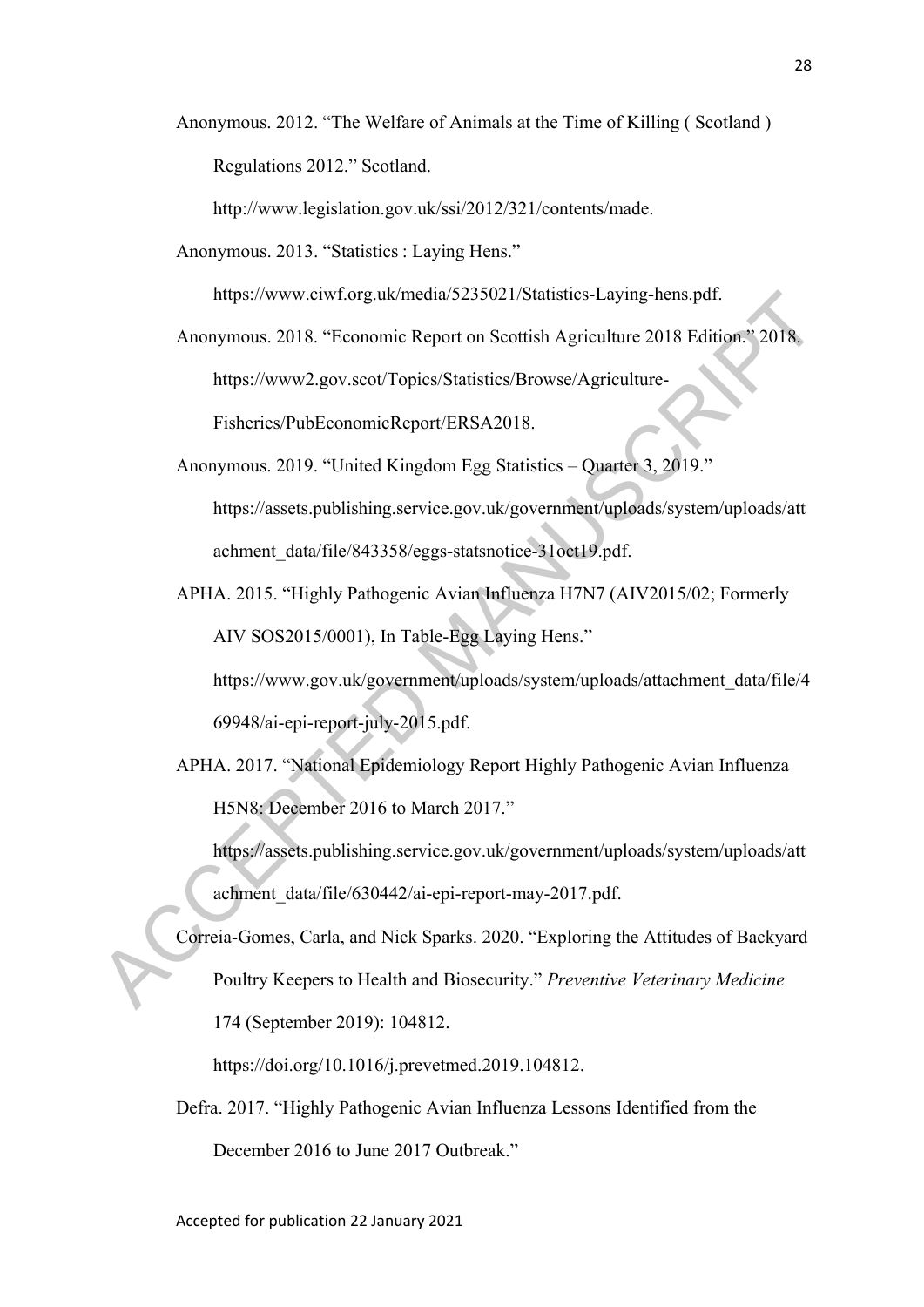Anonymous. 2012. "The Welfare of Animals at the Time of Killing ( Scotland ) Regulations 2012." Scotland. http://www.legislation.gov.uk/ssi/2012/321/contents/made.

Anonymous. 2013. "Statistics : Laying Hens." https://www.ciwf.org.uk/media/5235021/Statistics-Laying-hens.pdf.

Anonymous. 2018. "Economic Report on Scottish Agriculture 2018 Edition." 2018. https://www2.gov.scot/Topics/Statistics/Browse/Agriculture-Fisheries/PubEconomicReport/ERSA2018.

Anonymous. 2019. "United Kingdom Egg Statistics – Quarter 3, 2019." https://assets.publishing.service.gov.uk/government/uploads/system/uploads/attachment_data/file/843358/eggs-statsnotice-31oct19.pdf.

APHA. 2015. "Highly Pathogenic Avian Influenza H7N7 (AIV2015/02; Formerly AIV SOS2015/0001), In Table-Egg Laying Hens." https://www.gov.uk/government/uploads/system/uploads/attachment_data/file/469948/ai-epi-report-july-2015.pdf.

APHA. 2017. "National Epidemiology Report Highly Pathogenic Avian Influenza H5N8: December 2016 to March 2017." https://assets.publishing.service.gov.uk/government/uploads/system/uploads/attachment_data/file/630442/ai-epi-report-may-2017.pdf.

Correia-Gomes, Carla, and Nick Sparks. 2020. "Exploring the Attitudes of Backyard Poultry Keepers to Health and Biosecurity." *Preventive Veterinary Medicine* 174 (September 2019): 104812. https://doi.org/10.1016/j.prevetmed.2019.104812.

Defra. 2017. "Highly Pathogenic Avian Influenza Lessons Identified from the December 2016 to June 2017 Outbreak."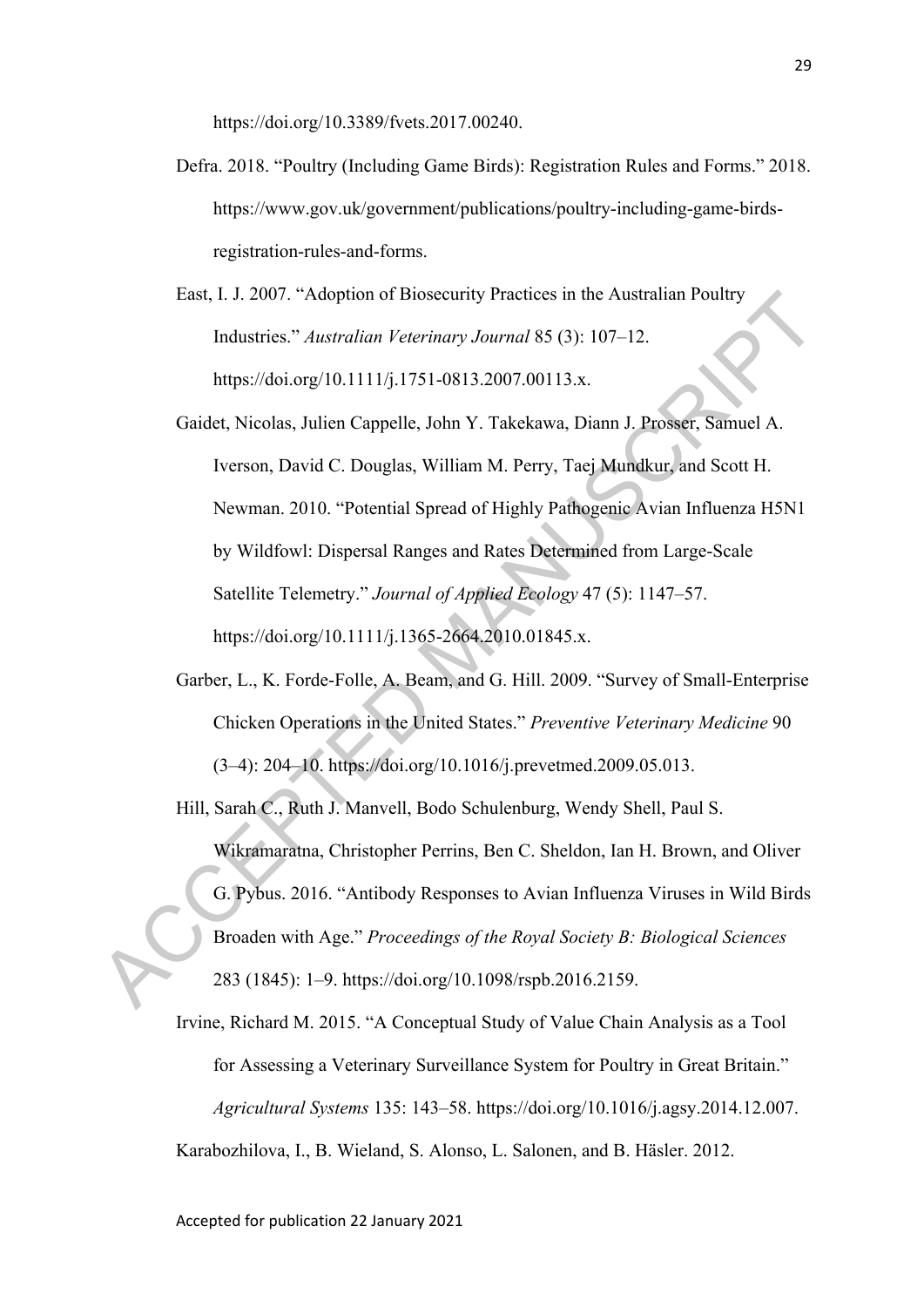https://doi.org/10.3389/fvets.2017.00240.

Defra. 2018. "Poultry (Including Game Birds): Registration Rules and Forms." 2018. https://www.gov.uk/government/publications/poultry-including-game-birds-registration-rules-and-forms.

East, I. J. 2007. "Adoption of Biosecurity Practices in the Australian Poultry Industries." *Australian Veterinary Journal* 85 (3): 107–12. https://doi.org/10.1111/j.1751-0813.2007.00113.x.

Gaidet, Nicolas, Julien Cappelle, John Y. Takekawa, Diann J. Prosser, Samuel A. Iverson, David C. Douglas, William M. Perry, Taej Mundkur, and Scott H. Newman. 2010. "Potential Spread of Highly Pathogenic Avian Influenza H5N1 by Wildfowl: Dispersal Ranges and Rates Determined from Large-Scale Satellite Telemetry." *Journal of Applied Ecology* 47 (5): 1147–57. https://doi.org/10.1111/j.1365-2664.2010.01845.x.

Garber, L., K. Forde-Folle, A. Beam, and G. Hill. 2009. "Survey of Small-Enterprise Chicken Operations in the United States." *Preventive Veterinary Medicine* 90 (3–4): 204–10. https://doi.org/10.1016/j.prevetmed.2009.05.013.

Hill, Sarah C., Ruth J. Manvell, Bodo Schulenburg, Wendy Shell, Paul S. Wikramaratna, Christopher Perrins, Ben C. Sheldon, Ian H. Brown, and Oliver G. Pybus. 2016. "Antibody Responses to Avian Influenza Viruses in Wild Birds Broaden with Age." *Proceedings of the Royal Society B: Biological Sciences* 283 (1845): 1–9. https://doi.org/10.1098/rspb.2016.2159.

Irvine, Richard M. 2015. "A Conceptual Study of Value Chain Analysis as a Tool for Assessing a Veterinary Surveillance System for Poultry in Great Britain." *Agricultural Systems* 135: 143–58. https://doi.org/10.1016/j.agsy.2014.12.007.

Karabozhilova, I., B. Wieland, S. Alonso, L. Salonen, and B. Häsler. 2012.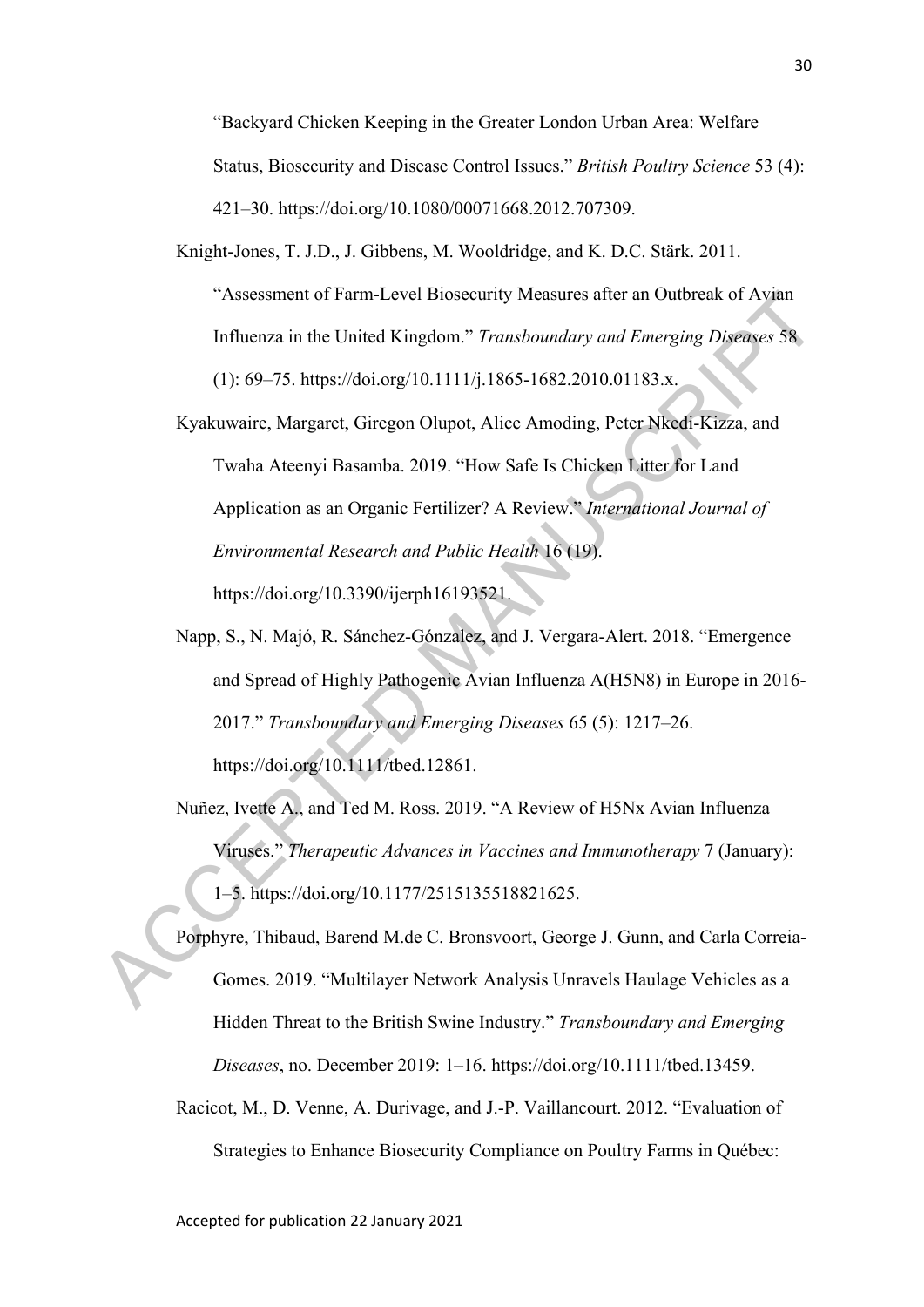"Backyard Chicken Keeping in the Greater London Urban Area: Welfare Status, Biosecurity and Disease Control Issues." *British Poultry Science* 53 (4): 421–30. https://doi.org/10.1080/00071668.2012.707309.

Knight-Jones, T. J.D., J. Gibbens, M. Wooldridge, and K. D.C. Stärk. 2011. "Assessment of Farm-Level Biosecurity Measures after an Outbreak of Avian Influenza in the United Kingdom." *Transboundary and Emerging Diseases* 58 (1): 69–75. https://doi.org/10.1111/j.1865-1682.2010.01183.x.

Kyakuwaire, Margaret, Giregon Olupot, Alice Amoding, Peter Nkedi-Kizza, and Twaha Ateenyi Basamba. 2019. "How Safe Is Chicken Litter for Land Application as an Organic Fertilizer? A Review." *International Journal of Environmental Research and Public Health* 16 (19). https://doi.org/10.3390/ijerph16193521.

Napp, S., N. Majó, R. Sánchez-Gónzalez, and J. Vergara-Alert. 2018. "Emergence and Spread of Highly Pathogenic Avian Influenza A(H5N8) in Europe in 2016-2017." *Transboundary and Emerging Diseases* 65 (5): 1217–26. https://doi.org/10.1111/tbed.12861.

Nuñez, Ivette A., and Ted M. Ross. 2019. "A Review of H5Nx Avian Influenza Viruses." *Therapeutic Advances in Vaccines and Immunotherapy* 7 (January): 1–5. https://doi.org/10.1177/2515135518821625.

Porphyre, Thibaud, Barend M.de C. Bronsvoort, George J. Gunn, and Carla Correia-Gomes. 2019. "Multilayer Network Analysis Unravels Haulage Vehicles as a Hidden Threat to the British Swine Industry." *Transboundary and Emerging Diseases*, no. December 2019: 1–16. https://doi.org/10.1111/tbed.13459.

Racicot, M., D. Venne, A. Durivage, and J.-P. Vaillancourt. 2012. "Evaluation of Strategies to Enhance Biosecurity Compliance on Poultry Farms in Québec: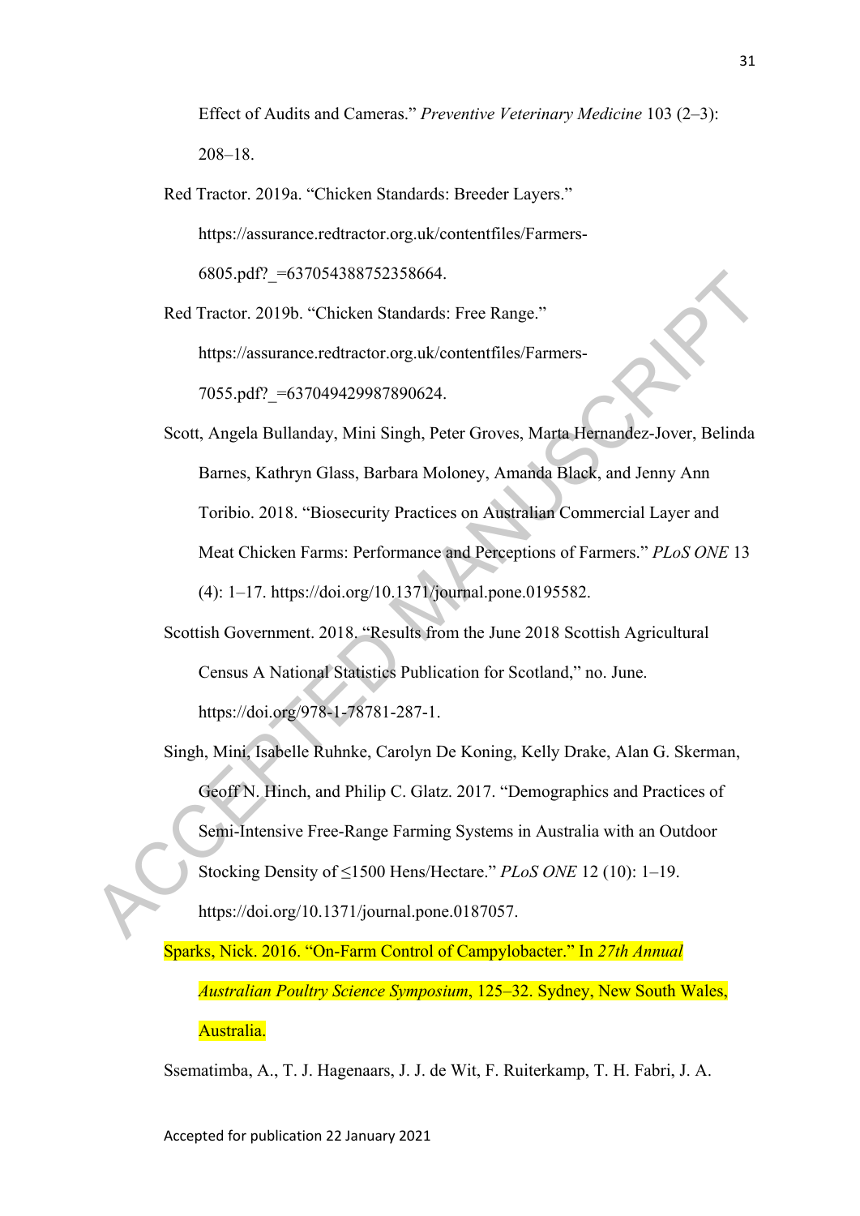Effect of Audits and Cameras." *Preventive Veterinary Medicine* 103 (2–3): 208–18.

Red Tractor. 2019a. "Chicken Standards: Breeder Layers." https://assurance.redtractor.org.uk/contentfiles/Farmers-6805.pdf?_=637054388752358664.

Red Tractor. 2019b. "Chicken Standards: Free Range." https://assurance.redtractor.org.uk/contentfiles/Farmers-7055.pdf?_=637049429987890624.

Scott, Angela Bullanday, Mini Singh, Peter Groves, Marta Hernandez-Jover, Belinda Barnes, Kathryn Glass, Barbara Moloney, Amanda Black, and Jenny Ann Toribio. 2018. "Biosecurity Practices on Australian Commercial Layer and Meat Chicken Farms: Performance and Perceptions of Farmers." *PLoS ONE* 13 (4): 1–17. https://doi.org/10.1371/journal.pone.0195582.

Scottish Government. 2018. "Results from the June 2018 Scottish Agricultural Census A National Statistics Publication for Scotland," no. June. https://doi.org/978-1-78781-287-1.

Singh, Mini, Isabelle Ruhnke, Carolyn De Koning, Kelly Drake, Alan G. Skerman, Geoff N. Hinch, and Philip C. Glatz. 2017. "Demographics and Practices of Semi-Intensive Free-Range Farming Systems in Australia with an Outdoor Stocking Density of ≤1500 Hens/Hectare." *PLoS ONE* 12 (10): 1–19. https://doi.org/10.1371/journal.pone.0187057.

Sparks, Nick. 2016. "On-Farm Control of Campylobacter." In *27th Annual Australian Poultry Science Symposium*, 125–32. Sydney, New South Wales, Australia.

Ssematimba, A., T. J. Hagenaars, J. J. de Wit, F. Ruiterkamp, T. H. Fabri, J. A.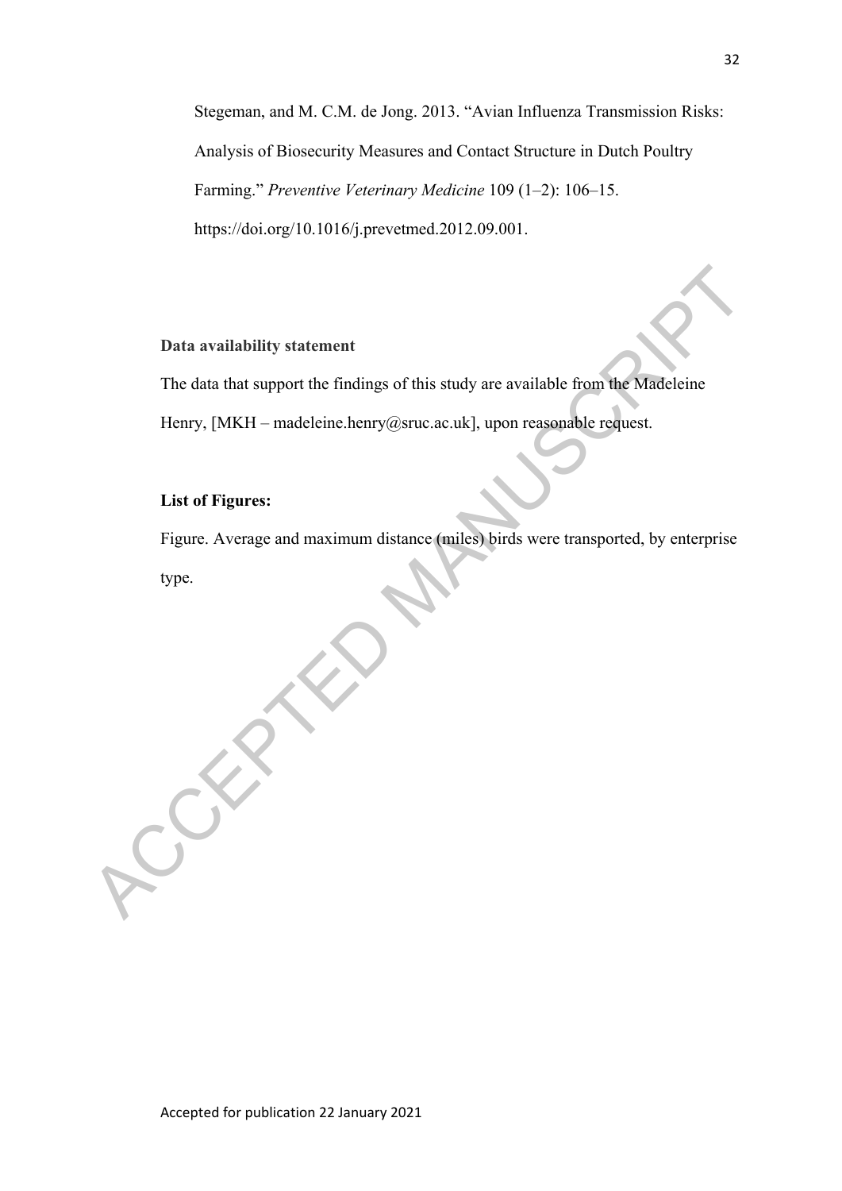Stegeman, and M. C.M. de Jong. 2013. "Avian Influenza Transmission Risks: Analysis of Biosecurity Measures and Contact Structure in Dutch Poultry Farming." *Preventive Veterinary Medicine* 109 (1–2): 106–15. https://doi.org/10.1016/j.prevetmed.2012.09.001.

**Data availability statement**

The data that support the findings of this study are available from the Madeleine Henry, [MKH – madeleine.henry@sruc.ac.uk], upon reasonable request.

**List of Figures:**

Figure. Average and maximum distance (miles) birds were transported, by enterprise type.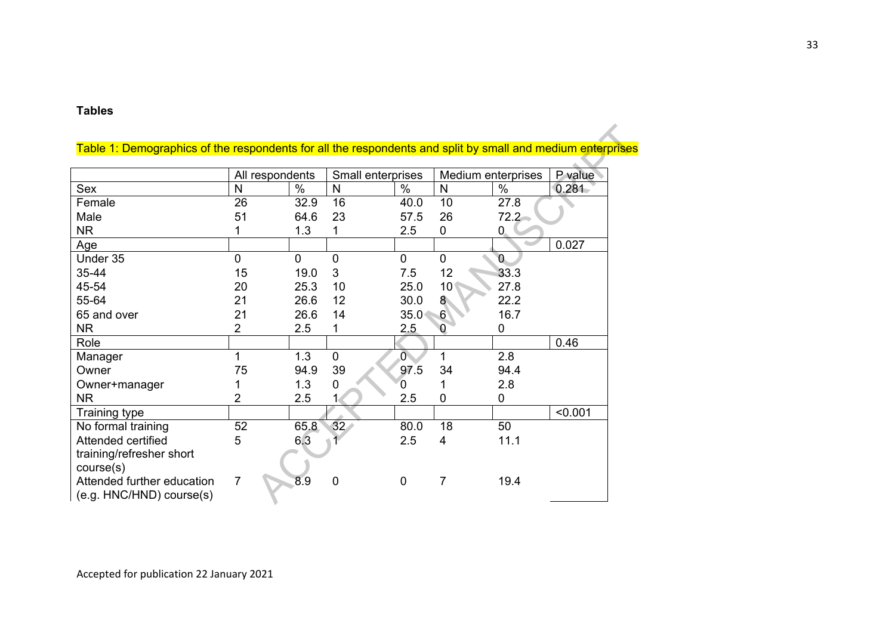## Tables

Table 1: Demographics of the respondents for all the respondents and split by small and medium enterprises

| | All respondents | | Small enterprises | | Medium enterprises | | P value |
|---|---|---|---|---|---|---|---|
| Sex | N | % | N | % | N | % | 0.281 |
| Female | 26 | 32.9 | 16 | 40.0 | 10 | 27.8 | |
| Male | 51 | 64.6 | 23 | 57.5 | 26 | 72.2 | |
| NR | 1 | 1.3 | 1 | 2.5 | 0 | 0 | |
| Age | | | | | | | 0.027 |
| Under 35 | 0 | 0 | 0 | 0 | 0 | 0 | |
| 35-44 | 15 | 19.0 | 3 | 7.5 | 12 | 33.3 | |
| 45-54 | 20 | 25.3 | 10 | 25.0 | 10 | 27.8 | |
| 55-64 | 21 | 26.6 | 12 | 30.0 | 8 | 22.2 | |
| 65 and over | 21 | 26.6 | 14 | 35.0 | 6 | 16.7 | |
| NR | 2 | 2.5 | 1 | 2.5 | 0 | 0 | |
| Role | | | | | | | 0.46 |
| Manager | 1 | 1.3 | 0 | 0 | 1 | 2.8 | |
| Owner | 75 | 94.9 | 39 | 97.5 | 34 | 94.4 | |
| Owner+manager | 1 | 1.3 | 0 | 0 | 1 | 2.8 | |
| NR | 2 | 2.5 | 1 | 2.5 | 0 | 0 | |
| Training type | | | | | | | <0.001 |
| No formal training | 52 | 65.8 | 32 | 80.0 | 18 | 50 | |
| Attended certified training/refresher short course(s) | 5 | 6.3 | 1 | 2.5 | 4 | 11.1 | |
| Attended further education (e.g. HNC/HND) course(s) | 7 | 8.9 | 0 | 0 | 7 | 19.4 | |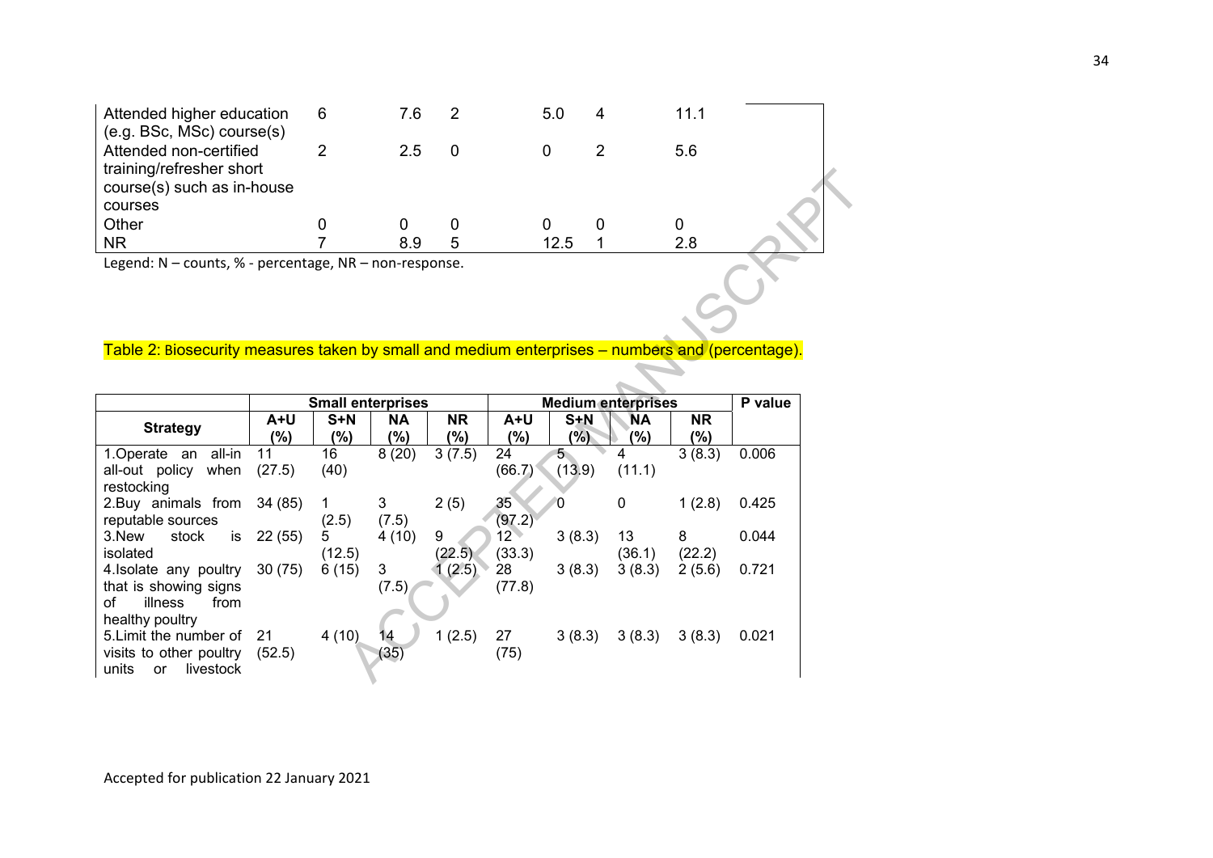| | | | | | | |
|---|---|---|---|---|---|---|
| Attended higher education (e.g. BSc, MSc) course(s) | 6 | 7.6 | 2 | 5.0 | 4 | 11.1 |
| Attended non-certified training/refresher short course(s) such as in-house courses | 2 | 2.5 | 0 | 0 | 2 | 5.6 |
| Other | 0 | 0 | 0 | 0 | 0 | 0 |
| NR | 7 | 8.9 | 5 | 12.5 | 1 | 2.8 |

Legend: N – counts, % - percentage, NR – non-response.

Table 2: Biosecurity measures taken by small and medium enterprises – numbers and (percentage).

| | Small enterprises | | | | Medium enterprises | | | | P value |
|---|---|---|---|---|---|---|---|---|---|
| **Strategy** | **A+U (%)** | **S+N (%)** | **NA (%)** | **NR (%)** | **A+U (%)** | **S+N (%)** | **NA (%)** | **NR (%)** | |
| 1.Operate an all-in all-out policy when restocking | 11 (27.5) | 16 (40) | 8 (20) | 3 (7.5) | 24 (66.7) | 5 (13.9) | 4 (11.1) | 3 (8.3) | 0.006 |
| 2.Buy animals from reputable sources | 34 (85) | 1 (2.5) | 3 (7.5) | 2 (5) | 35 (97.2) | 0 | 0 | 1 (2.8) | 0.425 |
| 3.New stock is isolated | 22 (55) | 5 (12.5) | 4 (10) | 9 (22.5) | 12 (33.3) | 3 (8.3) | 13 (36.1) | 8 (22.2) | 0.044 |
| 4.Isolate any poultry that is showing signs of illness from healthy poultry | 30 (75) | 6 (15) | 3 (7.5) | 1 (2.5) | 28 (77.8) | 3 (8.3) | 3 (8.3) | 2 (5.6) | 0.721 |
| 5.Limit the number of visits to other poultry units or livestock | 21 (52.5) | 4 (10) | 14 (35) | 1 (2.5) | 27 (75) | 3 (8.3) | 3 (8.3) | 3 (8.3) | 0.021 |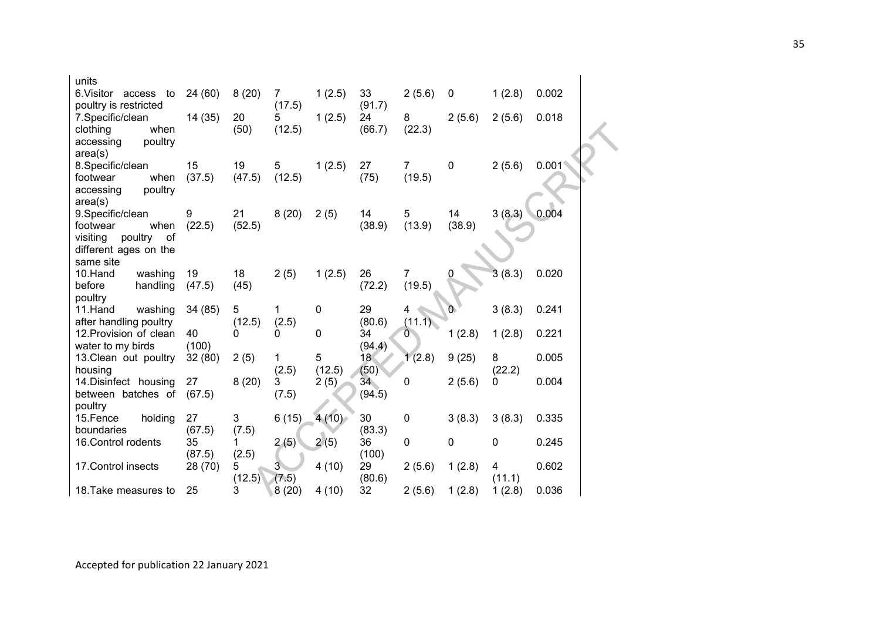| | | | | | | | | | |
|---|---|---|---|---|---|---|---|---|---|
| units | | | | | | | | | |
| 6.Visitor access to poultry is restricted | 24 (60) | 8 (20) | 7 (17.5) | 1 (2.5) | 33 (91.7) | 2 (5.6) | 0 | 1 (2.8) | 0.002 |
| 7.Specific/clean clothing when accessing poultry area(s) | 14 (35) | 20 (50) | 5 (12.5) | 1 (2.5) | 24 (66.7) | 8 (22.3) | 2 (5.6) | 2 (5.6) | 0.018 |
| 8.Specific/clean footwear when accessing poultry area(s) | 15 (37.5) | 19 (47.5) | 5 (12.5) | 1 (2.5) | 27 (75) | 7 (19.5) | 0 | 2 (5.6) | 0.001 |
| 9.Specific/clean footwear when visiting poultry of different ages on the same site | 9 (22.5) | 21 (52.5) | 8 (20) | 2 (5) | 14 (38.9) | 5 (13.9) | 14 (38.9) | 3 (8.3) | 0.004 |
| 10.Hand washing before handling poultry | 19 (47.5) | 18 (45) | 2 (5) | 1 (2.5) | 26 (72.2) | 7 (19.5) | 0 | 3 (8.3) | 0.020 |
| 11.Hand washing after handling poultry | 34 (85) | 5 (12.5) | 1 (2.5) | 0 | 29 (80.6) | 4 (11.1) | 0 | 3 (8.3) | 0.241 |
| 12.Provision of clean water to my birds | 40 (100) | 0 | 0 | 0 | 34 (94.4) | 0 | 1 (2.8) | 1 (2.8) | 0.221 |
| 13.Clean out poultry housing | 32 (80) | 2 (5) | 1 (2.5) | 5 (12.5) | 18 (50) | 1 (2.8) | 9 (25) | 8 (22.2) | 0.005 |
| 14.Disinfect housing between batches of poultry | 27 (67.5) | 8 (20) | 3 (7.5) | 2 (5) | 34 (94.5) | 0 | 2 (5.6) | 0 | 0.004 |
| 15.Fence holding boundaries | 27 (67.5) | 3 (7.5) | 6 (15) | 4 (10) | 30 (83.3) | 0 | 3 (8.3) | 3 (8.3) | 0.335 |
| 16.Control rodents | 35 (87.5) | 1 (2.5) | 2 (5) | 2 (5) | 36 (100) | 0 | 0 | 0 | 0.245 |
| 17.Control insects | 28 (70) | 5 (12.5) | 3 (7.5) | 4 (10) | 29 (80.6) | 2 (5.6) | 1 (2.8) | 4 (11.1) | 0.602 |
| 18.Take measures to | 25 | 3 | 8 (20) | 4 (10) | 32 | 2 (5.6) | 1 (2.8) | 1 (2.8) | 0.036 |

Accepted for publication 22 January 2021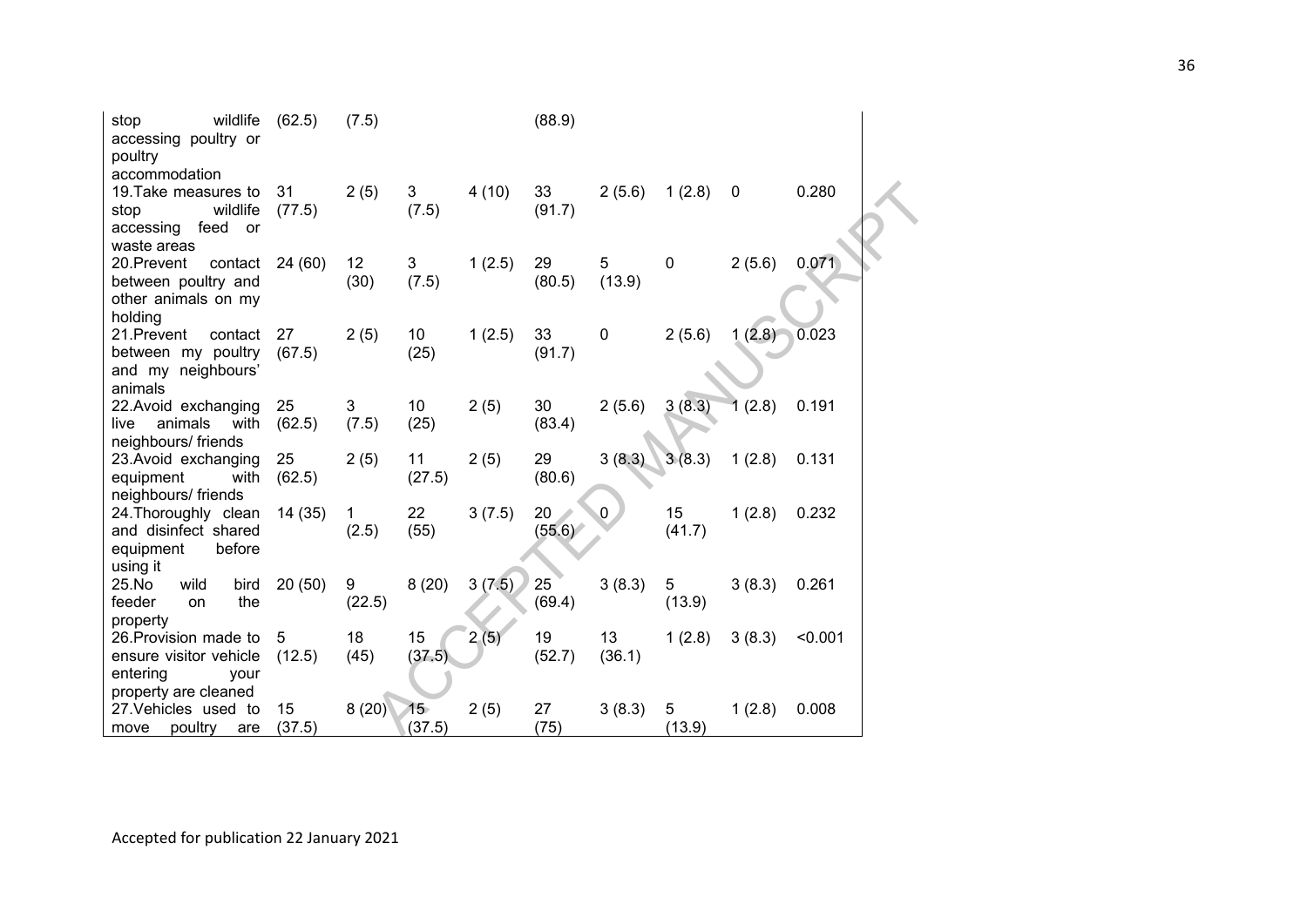| | | | | | | | | | |
|---|---|---|---|---|---|---|---|---|---|
| stop wildlife accessing poultry or poultry accommodation | (62.5) | (7.5) | | | (88.9) | | | | |
| 19.Take measures to stop wildlife accessing feed or waste areas | 31 (77.5) | 2 (5) | 3 (7.5) | 4 (10) | 33 (91.7) | 2 (5.6) | 1 (2.8) | 0 | 0.280 |
| 20.Prevent contact between poultry and other animals on my holding | 24 (60) | 12 (30) | 3 (7.5) | 1 (2.5) | 29 (80.5) | 5 (13.9) | 0 | 2 (5.6) | 0.071 |
| 21.Prevent contact between my poultry and my neighbours' animals | 27 (67.5) | 2 (5) | 10 (25) | 1 (2.5) | 33 (91.7) | 0 | 2 (5.6) | 1 (2.8) | 0.023 |
| 22.Avoid exchanging live animals with neighbours/ friends | 25 (62.5) | 3 (7.5) | 10 (25) | 2 (5) | 30 (83.4) | 2 (5.6) | 3 (8.3) | 1 (2.8) | 0.191 |
| 23.Avoid exchanging equipment with neighbours/ friends | 25 (62.5) | 2 (5) | 11 (27.5) | 2 (5) | 29 (80.6) | 3 (8.3) | 3 (8.3) | 1 (2.8) | 0.131 |
| 24.Thoroughly clean and disinfect shared equipment before using it | 14 (35) | 1 (2.5) | 22 (55) | 3 (7.5) | 20 (55.6) | 0 | 15 (41.7) | 1 (2.8) | 0.232 |
| 25.No wild bird feeder on the property | 20 (50) | 9 (22.5) | 8 (20) | 3 (7.5) | 25 (69.4) | 3 (8.3) | 5 (13.9) | 3 (8.3) | 0.261 |
| 26.Provision made to ensure visitor vehicle entering your property are cleaned | 5 (12.5) | 18 (45) | 15 (37.5) | 2 (5) | 19 (52.7) | 13 (36.1) | 1 (2.8) | 3 (8.3) | <0.001 |
| 27.Vehicles used to move poultry are | 15 (37.5) | 8 (20) | 15 (37.5) | 2 (5) | 27 (75) | 3 (8.3) | 5 (13.9) | 1 (2.8) | 0.008 |

Accepted for publication 22 January 2021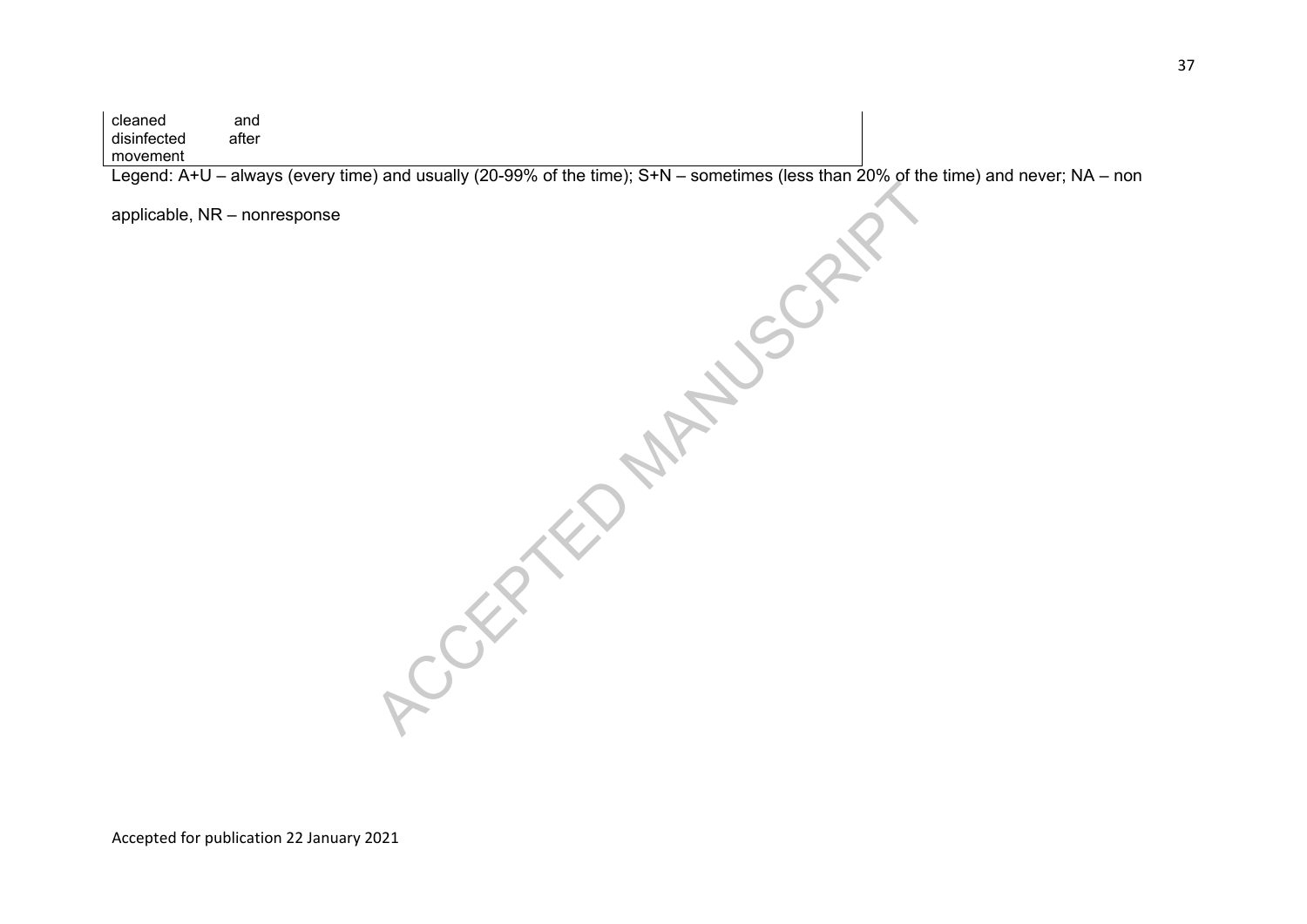| | |
|---|---|
| cleaned and disinfected after movement | |

Legend: A+U – always (every time) and usually (20-99% of the time); S+N – sometimes (less than 20% of the time) and never; NA – non applicable, NR – nonresponse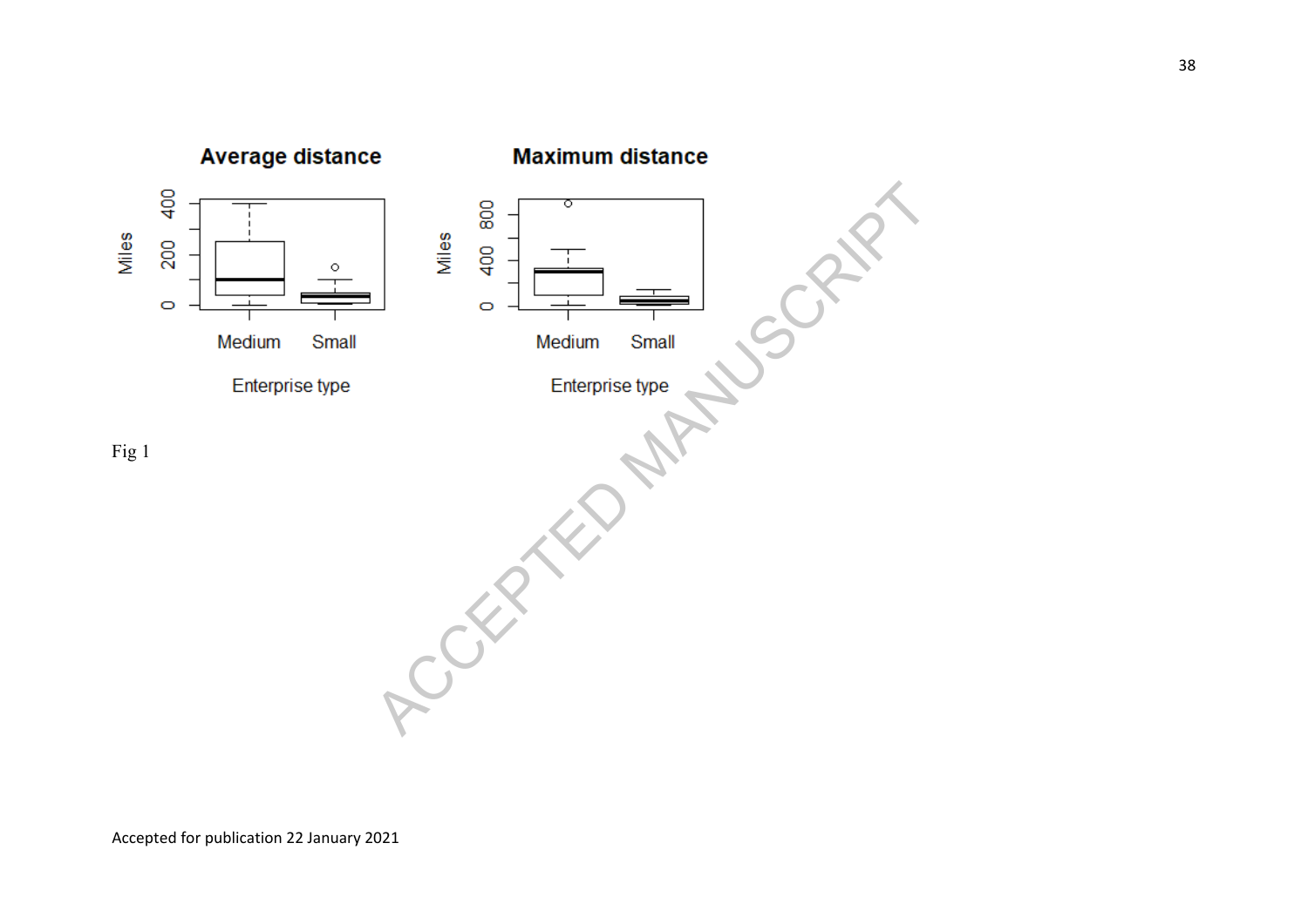Average distance

Miles

0
200
400

Medium
Small

Enterprise type

Maximum distance

Miles

0
400
800

Medium
Small

Enterprise type

Fig 1

Accepted for publication 22 January 2021